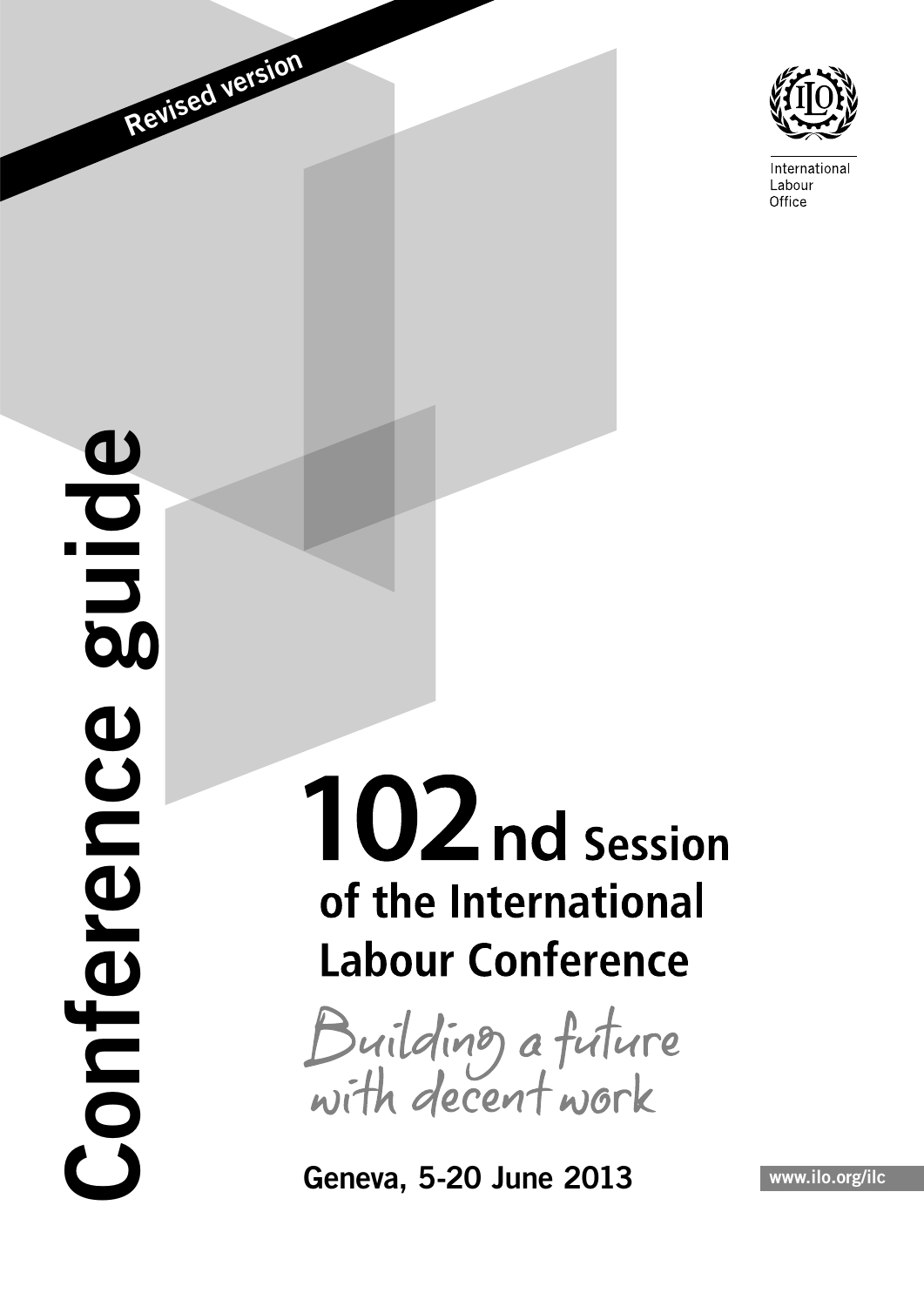Revised version

International Labour Office

# Conference guide

# 102nd Session of the International Labour Conference

*Building a future with decent work*

**Geneva, 5-20 June 2013**

www.ilo.org/ilc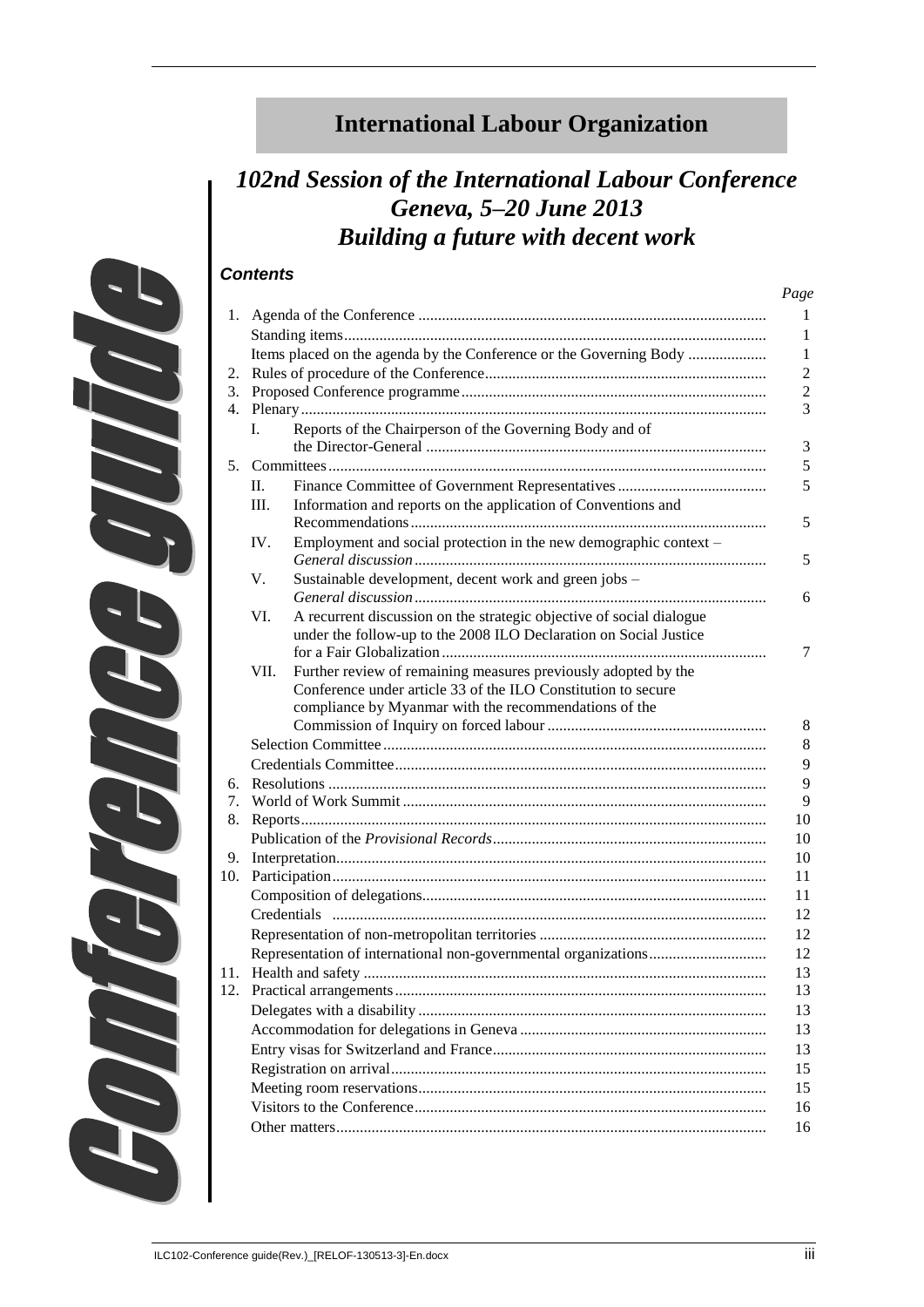# International Labour Organization

## *102nd Session of the International Labour Conference Geneva, 5–20 June 2013 Building a future with decent work*

Conference guide

### *Contents*

| | | Page |
|---|---|---|
| 1. | Agenda of the Conference | 1 |
| | Standing items | 1 |
| | Items placed on the agenda by the Conference or the Governing Body | 1 |
| 2. | Rules of procedure of the Conference | 2 |
| 3. | Proposed Conference programme | 2 |
| 4. | Plenary | 3 |
| | I. Reports of the Chairperson of the Governing Body and of the Director-General | 3 |
| 5. | Committees | 5 |
| | II. Finance Committee of Government Representatives | 5 |
| | III. Information and reports on the application of Conventions and Recommendations | 5 |
| | IV. Employment and social protection in the new demographic context – *General discussion* | 5 |
| | V. Sustainable development, decent work and green jobs – *General discussion* | 6 |
| | VI. A recurrent discussion on the strategic objective of social dialogue under the follow-up to the 2008 ILO Declaration on Social Justice for a Fair Globalization | 7 |
| | VII. Further review of remaining measures previously adopted by the Conference under article 33 of the ILO Constitution to secure compliance by Myanmar with the recommendations of the Commission of Inquiry on forced labour | 8 |
| | Selection Committee | 8 |
| | Credentials Committee | 9 |
| 6. | Resolutions | 9 |
| 7. | World of Work Summit | 9 |
| 8. | Reports | 10 |
| | Publication of the *Provisional Records* | 10 |
| 9. | Interpretation | 10 |
| 10. | Participation | 11 |
| | Composition of delegations | 11 |
| | Credentials | 12 |
| | Representation of non-metropolitan territories | 12 |
| | Representation of international non-governmental organizations | 12 |
| 11. | Health and safety | 13 |
| 12. | Practical arrangements | 13 |
| | Delegates with a disability | 13 |
| | Accommodation for delegations in Geneva | 13 |
| | Entry visas for Switzerland and France | 13 |
| | Registration on arrival | 15 |
| | Meeting room reservations | 15 |
| | Visitors to the Conference | 16 |
| | Other matters | 16 |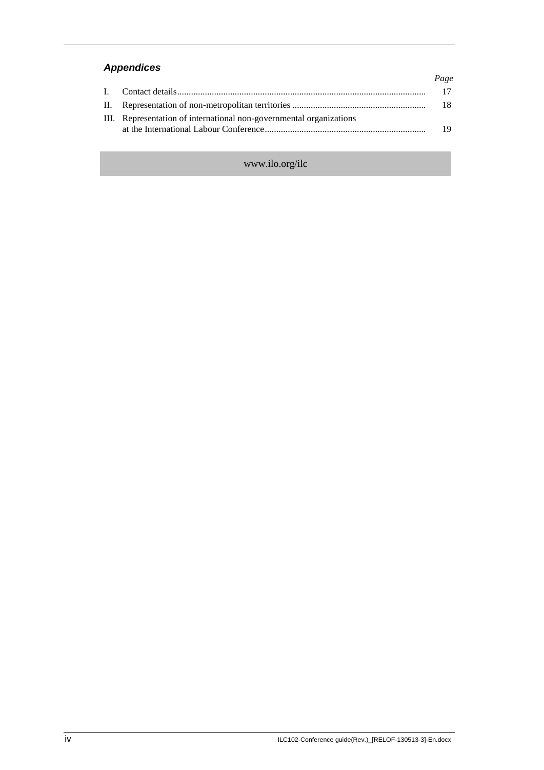### *Appendices*

| | | *Page* |
|---|---|---|
| I. | Contact details | 17 |
| II. | Representation of non-metropolitan territories | 18 |
| III. | Representation of international non-governmental organizations at the International Labour Conference | 19 |

www.ilo.org/ilc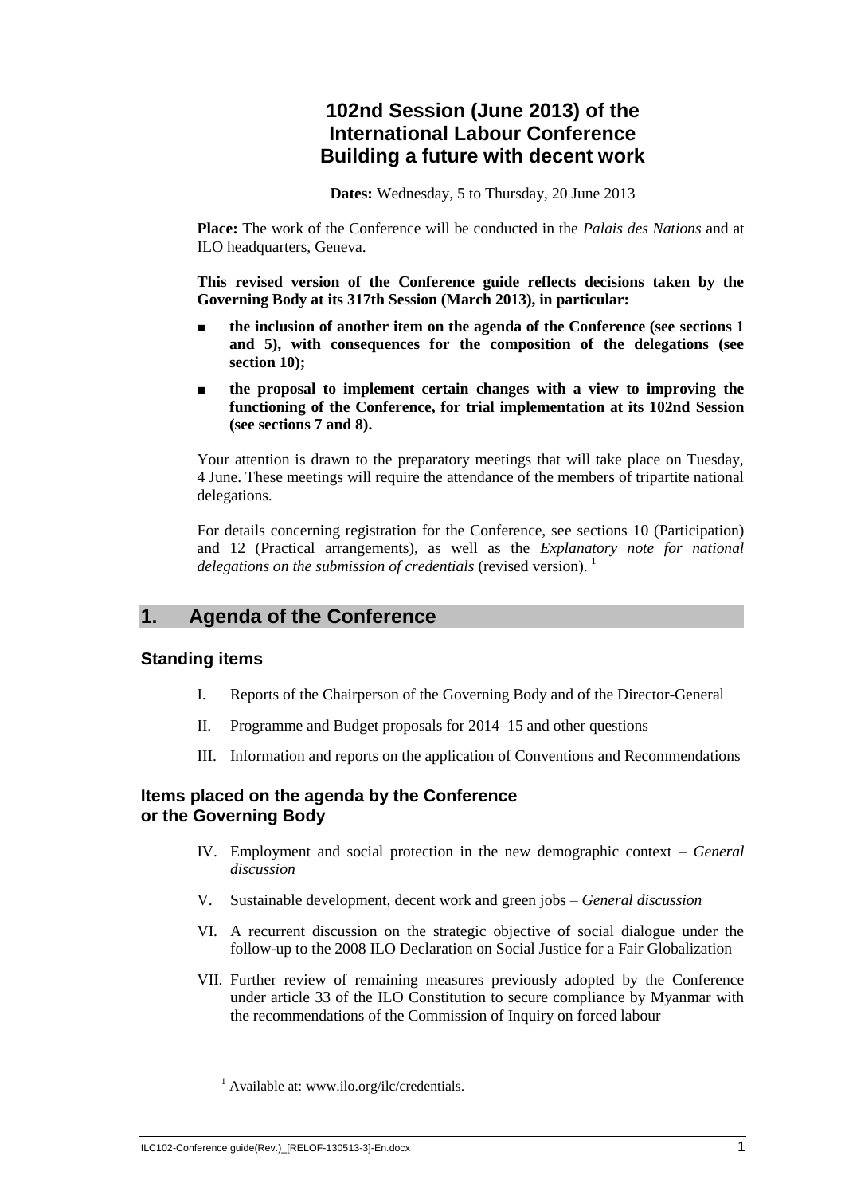# 102nd Session (June 2013) of the International Labour Conference Building a future with decent work

**Dates:** Wednesday, 5 to Thursday, 20 June 2013

**Place:** The work of the Conference will be conducted in the *Palais des Nations* and at ILO headquarters, Geneva.

**This revised version of the Conference guide reflects decisions taken by the Governing Body at its 317th Session (March 2013), in particular:**

- **the inclusion of another item on the agenda of the Conference (see sections 1 and 5), with consequences for the composition of the delegations (see section 10);**
- **the proposal to implement certain changes with a view to improving the functioning of the Conference, for trial implementation at its 102nd Session (see sections 7 and 8).**

Your attention is drawn to the preparatory meetings that will take place on Tuesday, 4 June. These meetings will require the attendance of the members of tripartite national delegations.

For details concerning registration for the Conference, see sections 10 (Participation) and 12 (Practical arrangements), as well as the *Explanatory note for national delegations on the submission of credentials* (revised version). [1]

## 1. Agenda of the Conference

### Standing items

I. Reports of the Chairperson of the Governing Body and of the Director-General

II. Programme and Budget proposals for 2014–15 and other questions

III. Information and reports on the application of Conventions and Recommendations

### Items placed on the agenda by the Conference or the Governing Body

IV. Employment and social protection in the new demographic context – *General discussion*

V. Sustainable development, decent work and green jobs – *General discussion*

VI. A recurrent discussion on the strategic objective of social dialogue under the follow-up to the 2008 ILO Declaration on Social Justice for a Fair Globalization

VII. Further review of remaining measures previously adopted by the Conference under article 33 of the ILO Constitution to secure compliance by Myanmar with the recommendations of the Commission of Inquiry on forced labour

[1] Available at: www.ilo.org/ilc/credentials.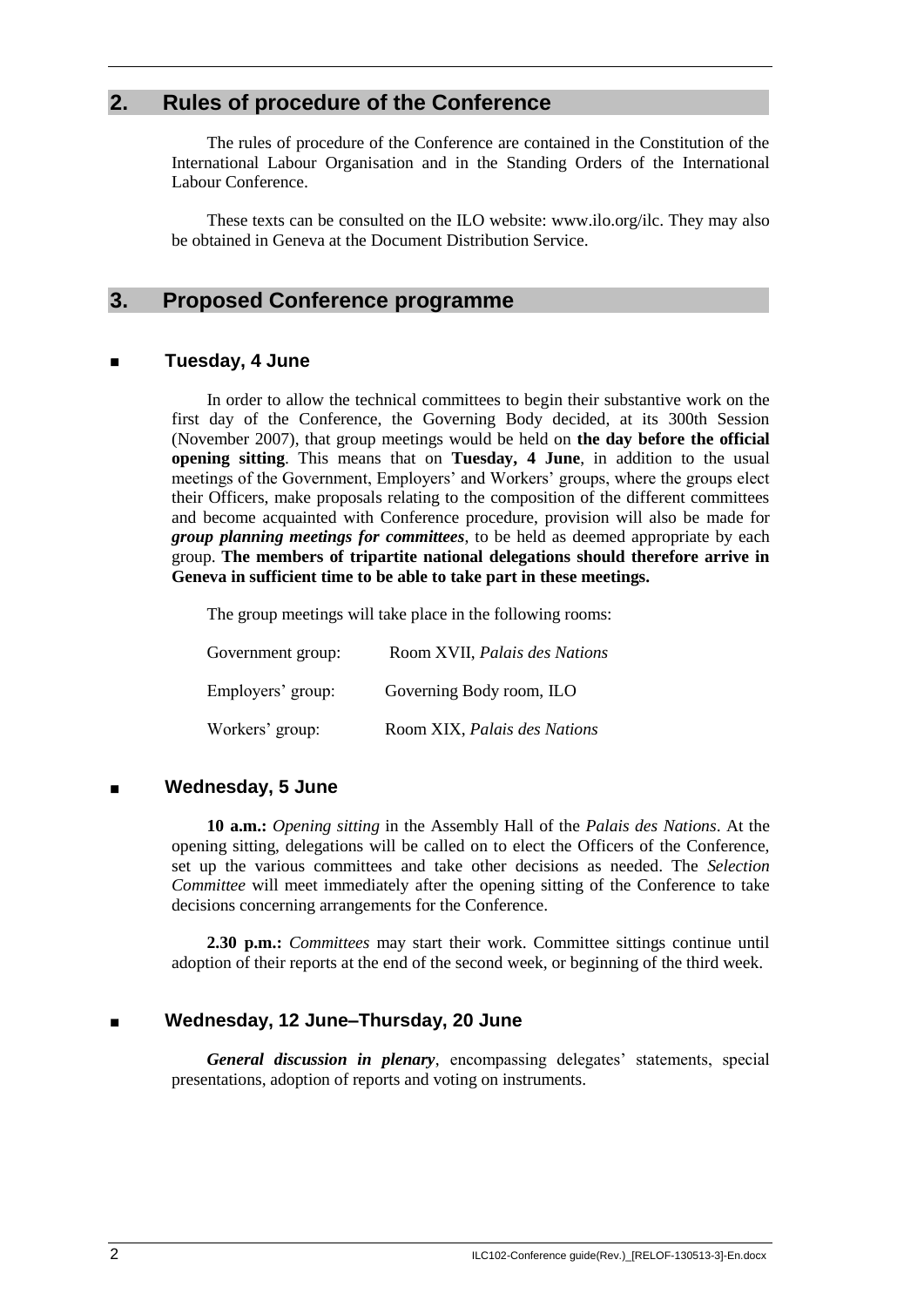## 2. Rules of procedure of the Conference

The rules of procedure of the Conference are contained in the Constitution of the International Labour Organisation and in the Standing Orders of the International Labour Conference.

These texts can be consulted on the ILO website: www.ilo.org/ilc. They may also be obtained in Geneva at the Document Distribution Service.

## 3. Proposed Conference programme

### ■ Tuesday, 4 June

In order to allow the technical committees to begin their substantive work on the first day of the Conference, the Governing Body decided, at its 300th Session (November 2007), that group meetings would be held on **the day before the official opening sitting**. This means that on **Tuesday, 4 June**, in addition to the usual meetings of the Government, Employers' and Workers' groups, where the groups elect their Officers, make proposals relating to the composition of the different committees and become acquainted with Conference procedure, provision will also be made for ***group planning meetings for committees***, to be held as deemed appropriate by each group. **The members of tripartite national delegations should therefore arrive in Geneva in sufficient time to be able to take part in these meetings.**

The group meetings will take place in the following rooms:

| | |
|---|---|
| Government group: | Room XVII, *Palais des Nations* |
| Employers' group: | Governing Body room, ILO |
| Workers' group: | Room XIX, *Palais des Nations* |

### ■ Wednesday, 5 June

**10 a.m.:** *Opening sitting* in the Assembly Hall of the *Palais des Nations*. At the opening sitting, delegations will be called on to elect the Officers of the Conference, set up the various committees and take other decisions as needed. The *Selection Committee* will meet immediately after the opening sitting of the Conference to take decisions concerning arrangements for the Conference.

**2.30 p.m.:** *Committees* may start their work. Committee sittings continue until adoption of their reports at the end of the second week, or beginning of the third week.

### ■ Wednesday, 12 June–Thursday, 20 June

***General discussion in plenary***, encompassing delegates' statements, special presentations, adoption of reports and voting on instruments.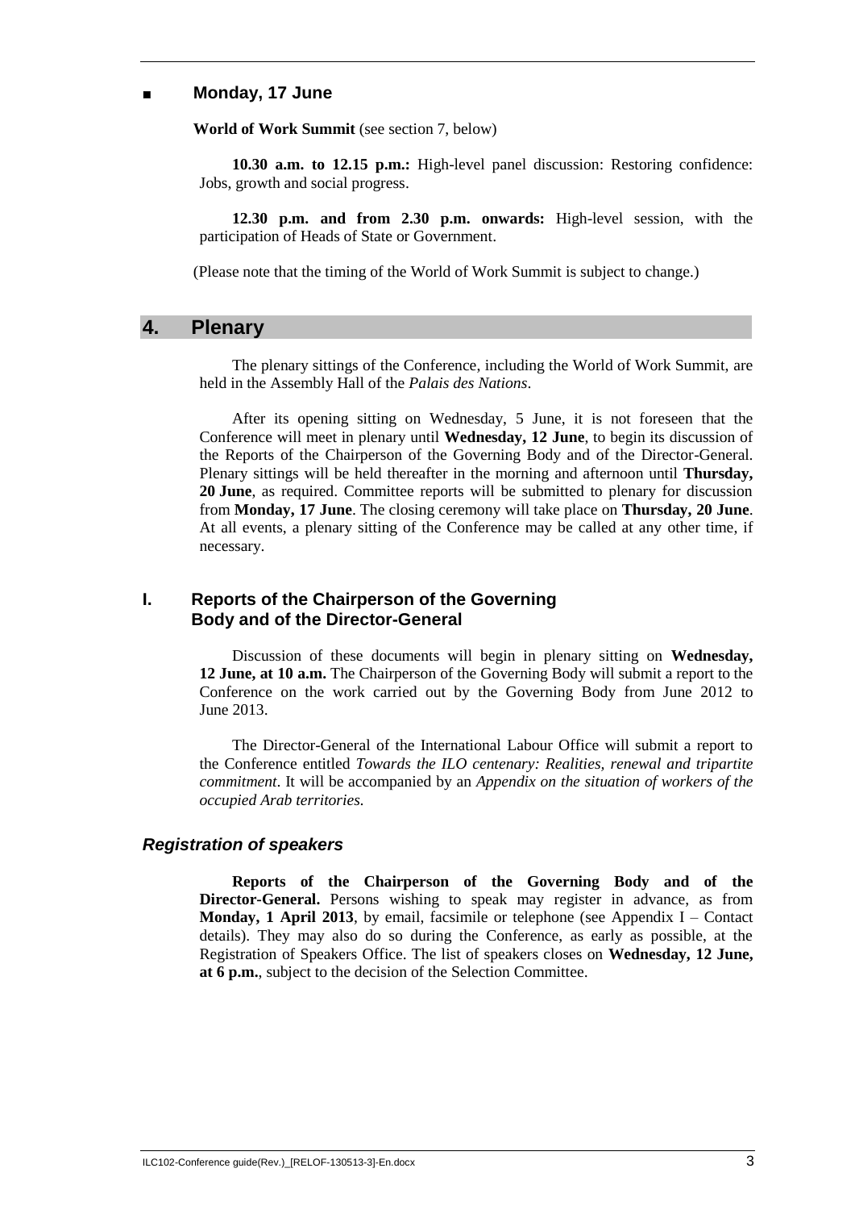- **Monday, 17 June**

**World of Work Summit** (see section 7, below)

**10.30 a.m. to 12.15 p.m.:** High-level panel discussion: Restoring confidence: Jobs, growth and social progress.

**12.30 p.m. and from 2.30 p.m. onwards:** High-level session, with the participation of Heads of State or Government.

(Please note that the timing of the World of Work Summit is subject to change.)

## 4. Plenary

The plenary sittings of the Conference, including the World of Work Summit, are held in the Assembly Hall of the *Palais des Nations*.

After its opening sitting on Wednesday, 5 June, it is not foreseen that the Conference will meet in plenary until **Wednesday, 12 June**, to begin its discussion of the Reports of the Chairperson of the Governing Body and of the Director-General. Plenary sittings will be held thereafter in the morning and afternoon until **Thursday, 20 June**, as required. Committee reports will be submitted to plenary for discussion from **Monday, 17 June**. The closing ceremony will take place on **Thursday, 20 June**. At all events, a plenary sitting of the Conference may be called at any other time, if necessary.

### I. Reports of the Chairperson of the Governing Body and of the Director-General

Discussion of these documents will begin in plenary sitting on **Wednesday, 12 June, at 10 a.m.** The Chairperson of the Governing Body will submit a report to the Conference on the work carried out by the Governing Body from June 2012 to June 2013.

The Director-General of the International Labour Office will submit a report to the Conference entitled *Towards the ILO centenary: Realities, renewal and tripartite commitment*. It will be accompanied by an *Appendix on the situation of workers of the occupied Arab territories*.

#### *Registration of speakers*

**Reports of the Chairperson of the Governing Body and of the Director-General.** Persons wishing to speak may register in advance, as from **Monday, 1 April 2013**, by email, facsimile or telephone (see Appendix I – Contact details). They may also do so during the Conference, as early as possible, at the Registration of Speakers Office. The list of speakers closes on **Wednesday, 12 June, at 6 p.m.**, subject to the decision of the Selection Committee.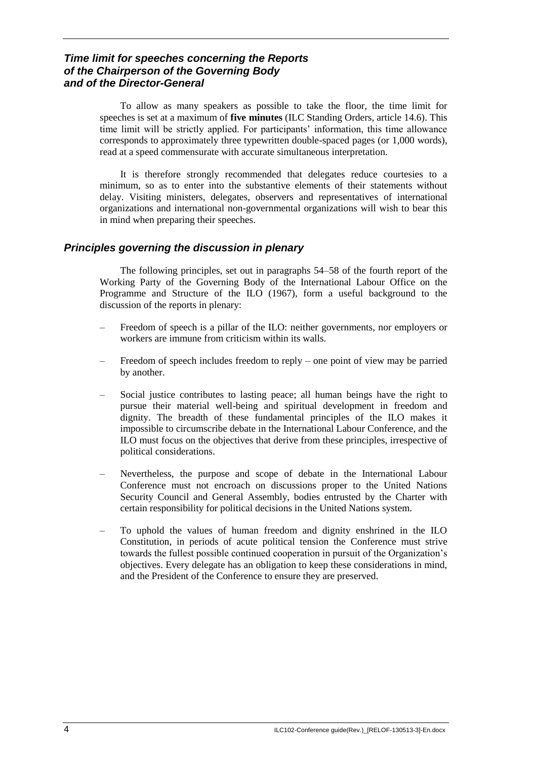### *Time limit for speeches concerning the Reports of the Chairperson of the Governing Body and of the Director-General*

To allow as many speakers as possible to take the floor, the time limit for speeches is set at a maximum of **five minutes** (ILC Standing Orders, article 14.6). This time limit will be strictly applied. For participants' information, this time allowance corresponds to approximately three typewritten double-spaced pages (or 1,000 words), read at a speed commensurate with accurate simultaneous interpretation.

It is therefore strongly recommended that delegates reduce courtesies to a minimum, so as to enter into the substantive elements of their statements without delay. Visiting ministers, delegates, observers and representatives of international organizations and international non-governmental organizations will wish to bear this in mind when preparing their speeches.

### *Principles governing the discussion in plenary*

The following principles, set out in paragraphs 54–58 of the fourth report of the Working Party of the Governing Body of the International Labour Office on the Programme and Structure of the ILO (1967), form a useful background to the discussion of the reports in plenary:

– Freedom of speech is a pillar of the ILO: neither governments, nor employers or workers are immune from criticism within its walls.

– Freedom of speech includes freedom to reply – one point of view may be parried by another.

– Social justice contributes to lasting peace; all human beings have the right to pursue their material well-being and spiritual development in freedom and dignity. The breadth of these fundamental principles of the ILO makes it impossible to circumscribe debate in the International Labour Conference, and the ILO must focus on the objectives that derive from these principles, irrespective of political considerations.

– Nevertheless, the purpose and scope of debate in the International Labour Conference must not encroach on discussions proper to the United Nations Security Council and General Assembly, bodies entrusted by the Charter with certain responsibility for political decisions in the United Nations system.

– To uphold the values of human freedom and dignity enshrined in the ILO Constitution, in periods of acute political tension the Conference must strive towards the fullest possible continued cooperation in pursuit of the Organization's objectives. Every delegate has an obligation to keep these considerations in mind, and the President of the Conference to ensure they are preserved.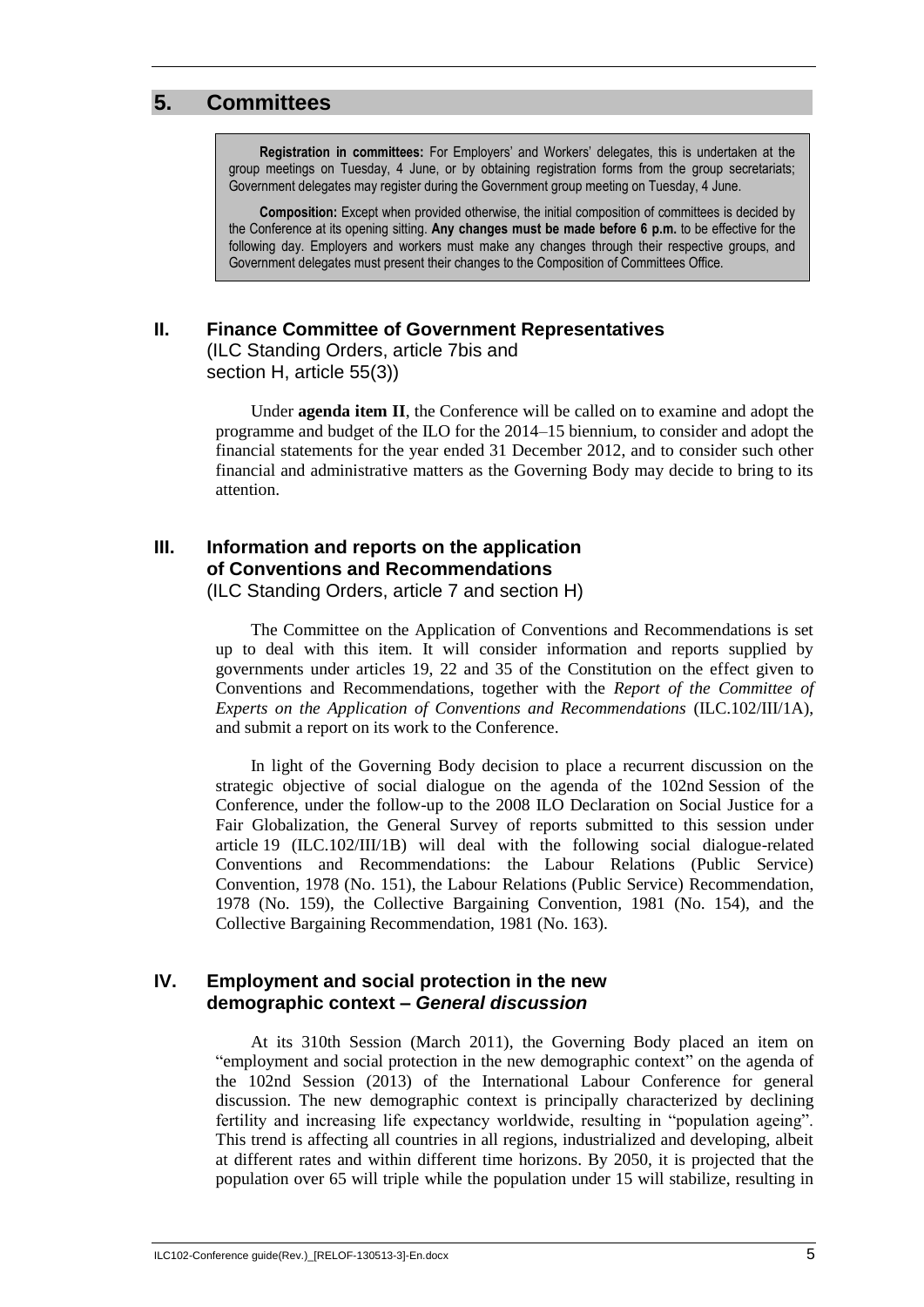## 5. Committees

> **Registration in committees:** For Employers' and Workers' delegates, this is undertaken at the group meetings on Tuesday, 4 June, or by obtaining registration forms from the group secretariats; Government delegates may register during the Government group meeting on Tuesday, 4 June.
>
> **Composition:** Except when provided otherwise, the initial composition of committees is decided by the Conference at its opening sitting. **Any changes must be made before 6 p.m.** to be effective for the following day. Employers and workers must make any changes through their respective groups, and Government delegates must present their changes to the Composition of Committees Office.

### II. Finance Committee of Government Representatives

(ILC Standing Orders, article 7bis and section H, article 55(3))

Under **agenda item II**, the Conference will be called on to examine and adopt the programme and budget of the ILO for the 2014–15 biennium, to consider and adopt the financial statements for the year ended 31 December 2012, and to consider such other financial and administrative matters as the Governing Body may decide to bring to its attention.

### III. Information and reports on the application of Conventions and Recommendations

(ILC Standing Orders, article 7 and section H)

The Committee on the Application of Conventions and Recommendations is set up to deal with this item. It will consider information and reports supplied by governments under articles 19, 22 and 35 of the Constitution on the effect given to Conventions and Recommendations, together with the *Report of the Committee of Experts on the Application of Conventions and Recommendations* (ILC.102/III/1A), and submit a report on its work to the Conference.

In light of the Governing Body decision to place a recurrent discussion on the strategic objective of social dialogue on the agenda of the 102nd Session of the Conference, under the follow-up to the 2008 ILO Declaration on Social Justice for a Fair Globalization, the General Survey of reports submitted to this session under article 19 (ILC.102/III/1B) will deal with the following social dialogue-related Conventions and Recommendations: the Labour Relations (Public Service) Convention, 1978 (No. 151), the Labour Relations (Public Service) Recommendation, 1978 (No. 159), the Collective Bargaining Convention, 1981 (No. 154), and the Collective Bargaining Recommendation, 1981 (No. 163).

### IV. Employment and social protection in the new demographic context – *General discussion*

At its 310th Session (March 2011), the Governing Body placed an item on "employment and social protection in the new demographic context" on the agenda of the 102nd Session (2013) of the International Labour Conference for general discussion. The new demographic context is principally characterized by declining fertility and increasing life expectancy worldwide, resulting in "population ageing". This trend is affecting all countries in all regions, industrialized and developing, albeit at different rates and within different time horizons. By 2050, it is projected that the population over 65 will triple while the population under 15 will stabilize, resulting in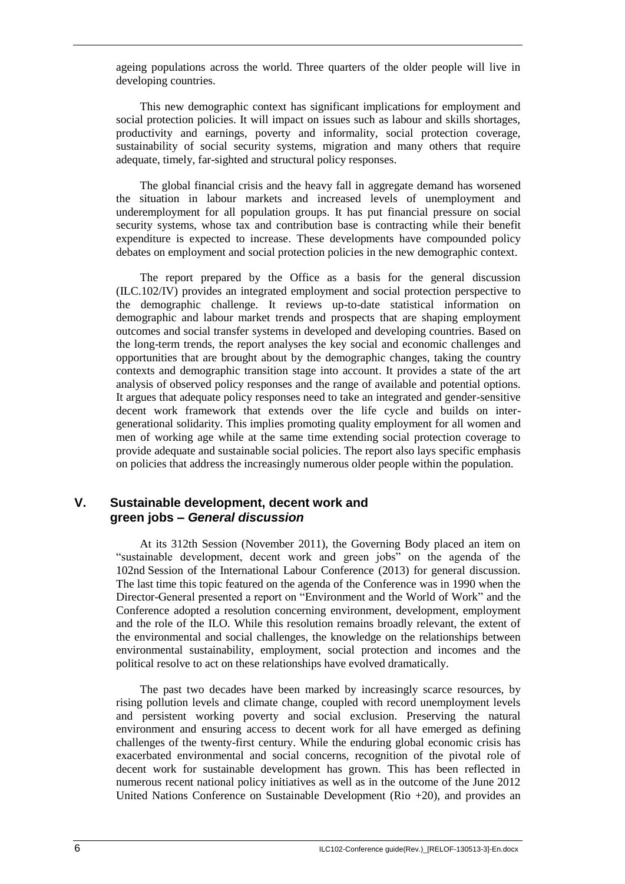ageing populations across the world. Three quarters of the older people will live in developing countries.

This new demographic context has significant implications for employment and social protection policies. It will impact on issues such as labour and skills shortages, productivity and earnings, poverty and informality, social protection coverage, sustainability of social security systems, migration and many others that require adequate, timely, far-sighted and structural policy responses.

The global financial crisis and the heavy fall in aggregate demand has worsened the situation in labour markets and increased levels of unemployment and underemployment for all population groups. It has put financial pressure on social security systems, whose tax and contribution base is contracting while their benefit expenditure is expected to increase. These developments have compounded policy debates on employment and social protection policies in the new demographic context.

The report prepared by the Office as a basis for the general discussion (ILC.102/IV) provides an integrated employment and social protection perspective to the demographic challenge. It reviews up-to-date statistical information on demographic and labour market trends and prospects that are shaping employment outcomes and social transfer systems in developed and developing countries. Based on the long-term trends, the report analyses the key social and economic challenges and opportunities that are brought about by the demographic changes, taking the country contexts and demographic transition stage into account. It provides a state of the art analysis of observed policy responses and the range of available and potential options. It argues that adequate policy responses need to take an integrated and gender-sensitive decent work framework that extends over the life cycle and builds on inter-generational solidarity. This implies promoting quality employment for all women and men of working age while at the same time extending social protection coverage to provide adequate and sustainable social policies. The report also lays specific emphasis on policies that address the increasingly numerous older people within the population.

## V. Sustainable development, decent work and green jobs – *General discussion*

At its 312th Session (November 2011), the Governing Body placed an item on "sustainable development, decent work and green jobs" on the agenda of the 102nd Session of the International Labour Conference (2013) for general discussion. The last time this topic featured on the agenda of the Conference was in 1990 when the Director-General presented a report on "Environment and the World of Work" and the Conference adopted a resolution concerning environment, development, employment and the role of the ILO. While this resolution remains broadly relevant, the extent of the environmental and social challenges, the knowledge on the relationships between environmental sustainability, employment, social protection and incomes and the political resolve to act on these relationships have evolved dramatically.

The past two decades have been marked by increasingly scarce resources, by rising pollution levels and climate change, coupled with record unemployment levels and persistent working poverty and social exclusion. Preserving the natural environment and ensuring access to decent work for all have emerged as defining challenges of the twenty-first century. While the enduring global economic crisis has exacerbated environmental and social concerns, recognition of the pivotal role of decent work for sustainable development has grown. This has been reflected in numerous recent national policy initiatives as well as in the outcome of the June 2012 United Nations Conference on Sustainable Development (Rio +20), and provides an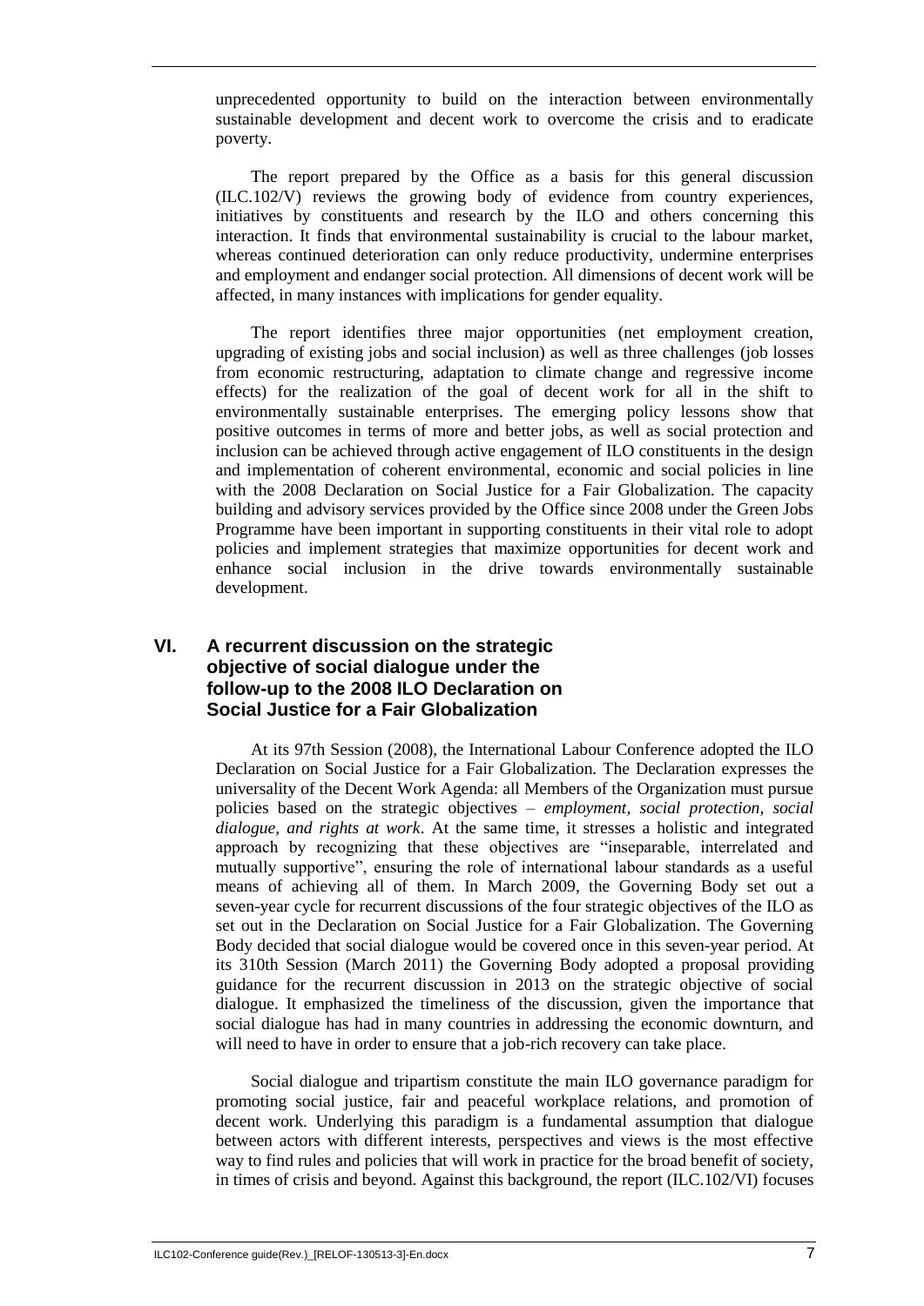unprecedented opportunity to build on the interaction between environmentally sustainable development and decent work to overcome the crisis and to eradicate poverty.

The report prepared by the Office as a basis for this general discussion (ILC.102/V) reviews the growing body of evidence from country experiences, initiatives by constituents and research by the ILO and others concerning this interaction. It finds that environmental sustainability is crucial to the labour market, whereas continued deterioration can only reduce productivity, undermine enterprises and employment and endanger social protection. All dimensions of decent work will be affected, in many instances with implications for gender equality.

The report identifies three major opportunities (net employment creation, upgrading of existing jobs and social inclusion) as well as three challenges (job losses from economic restructuring, adaptation to climate change and regressive income effects) for the realization of the goal of decent work for all in the shift to environmentally sustainable enterprises. The emerging policy lessons show that positive outcomes in terms of more and better jobs, as well as social protection and inclusion can be achieved through active engagement of ILO constituents in the design and implementation of coherent environmental, economic and social policies in line with the 2008 Declaration on Social Justice for a Fair Globalization. The capacity building and advisory services provided by the Office since 2008 under the Green Jobs Programme have been important in supporting constituents in their vital role to adopt policies and implement strategies that maximize opportunities for decent work and enhance social inclusion in the drive towards environmentally sustainable development.

## VI. A recurrent discussion on the strategic objective of social dialogue under the follow-up to the 2008 ILO Declaration on Social Justice for a Fair Globalization

At its 97th Session (2008), the International Labour Conference adopted the ILO Declaration on Social Justice for a Fair Globalization. The Declaration expresses the universality of the Decent Work Agenda: all Members of the Organization must pursue policies based on the strategic objectives – *employment, social protection, social dialogue, and rights at work*. At the same time, it stresses a holistic and integrated approach by recognizing that these objectives are "inseparable, interrelated and mutually supportive", ensuring the role of international labour standards as a useful means of achieving all of them. In March 2009, the Governing Body set out a seven-year cycle for recurrent discussions of the four strategic objectives of the ILO as set out in the Declaration on Social Justice for a Fair Globalization. The Governing Body decided that social dialogue would be covered once in this seven-year period. At its 310th Session (March 2011) the Governing Body adopted a proposal providing guidance for the recurrent discussion in 2013 on the strategic objective of social dialogue. It emphasized the timeliness of the discussion, given the importance that social dialogue has had in many countries in addressing the economic downturn, and will need to have in order to ensure that a job-rich recovery can take place.

Social dialogue and tripartism constitute the main ILO governance paradigm for promoting social justice, fair and peaceful workplace relations, and promotion of decent work. Underlying this paradigm is a fundamental assumption that dialogue between actors with different interests, perspectives and views is the most effective way to find rules and policies that will work in practice for the broad benefit of society, in times of crisis and beyond. Against this background, the report (ILC.102/VI) focuses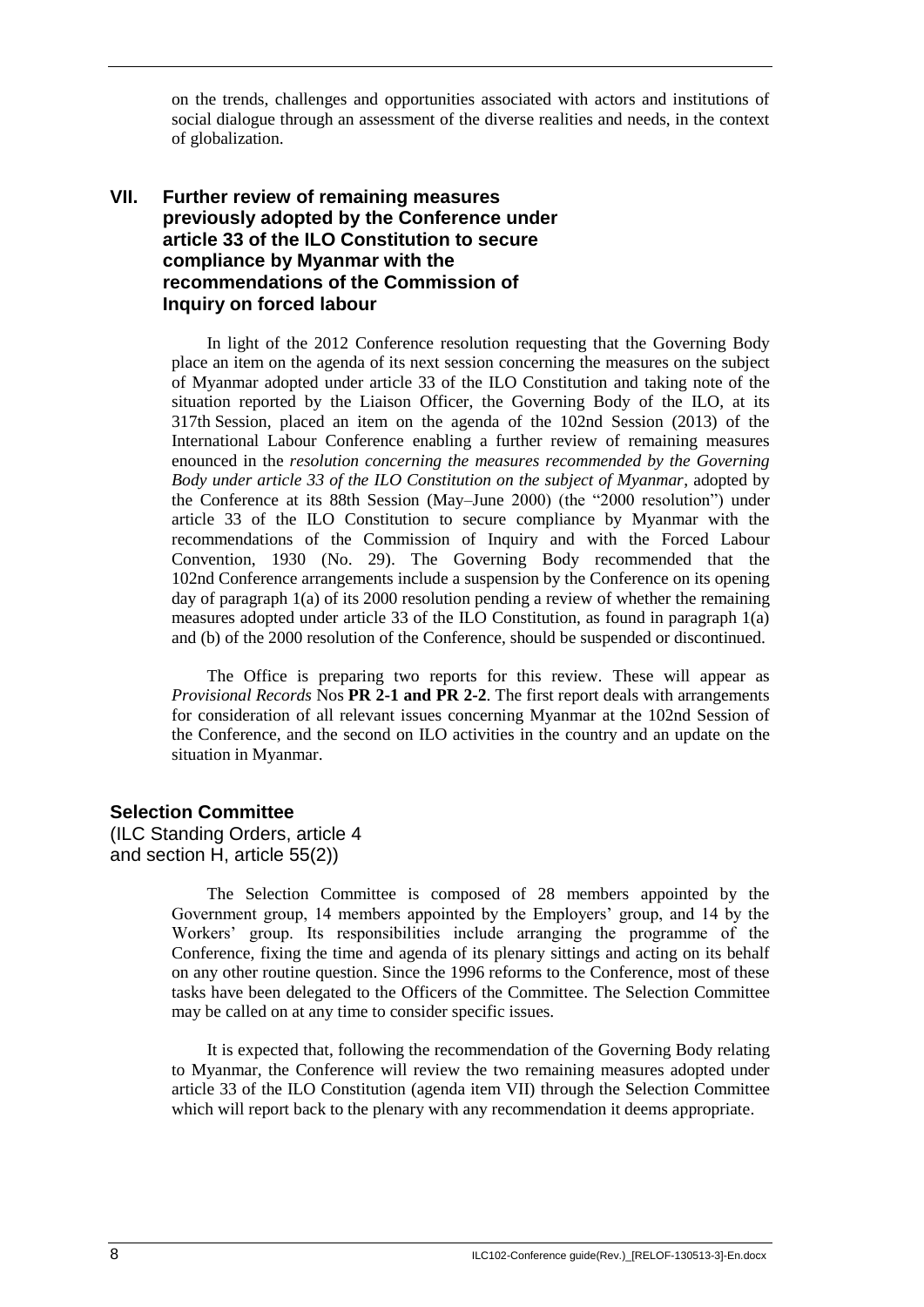on the trends, challenges and opportunities associated with actors and institutions of social dialogue through an assessment of the diverse realities and needs, in the context of globalization.

## VII. Further review of remaining measures previously adopted by the Conference under article 33 of the ILO Constitution to secure compliance by Myanmar with the recommendations of the Commission of Inquiry on forced labour

In light of the 2012 Conference resolution requesting that the Governing Body place an item on the agenda of its next session concerning the measures on the subject of Myanmar adopted under article 33 of the ILO Constitution and taking note of the situation reported by the Liaison Officer, the Governing Body of the ILO, at its 317th Session, placed an item on the agenda of the 102nd Session (2013) of the International Labour Conference enabling a further review of remaining measures enounced in the *resolution concerning the measures recommended by the Governing Body under article 33 of the ILO Constitution on the subject of Myanmar*, adopted by the Conference at its 88th Session (May–June 2000) (the "2000 resolution") under article 33 of the ILO Constitution to secure compliance by Myanmar with the recommendations of the Commission of Inquiry and with the Forced Labour Convention, 1930 (No. 29). The Governing Body recommended that the 102nd Conference arrangements include a suspension by the Conference on its opening day of paragraph 1(a) of its 2000 resolution pending a review of whether the remaining measures adopted under article 33 of the ILO Constitution, as found in paragraph 1(a) and (b) of the 2000 resolution of the Conference, should be suspended or discontinued.

The Office is preparing two reports for this review. These will appear as *Provisional Records* Nos **PR 2-1 and PR 2-2**. The first report deals with arrangements for consideration of all relevant issues concerning Myanmar at the 102nd Session of the Conference, and the second on ILO activities in the country and an update on the situation in Myanmar.

### Selection Committee

(ILC Standing Orders, article 4 and section H, article 55(2))

The Selection Committee is composed of 28 members appointed by the Government group, 14 members appointed by the Employers' group, and 14 by the Workers' group. Its responsibilities include arranging the programme of the Conference, fixing the time and agenda of its plenary sittings and acting on its behalf on any other routine question. Since the 1996 reforms to the Conference, most of these tasks have been delegated to the Officers of the Committee. The Selection Committee may be called on at any time to consider specific issues.

It is expected that, following the recommendation of the Governing Body relating to Myanmar, the Conference will review the two remaining measures adopted under article 33 of the ILO Constitution (agenda item VII) through the Selection Committee which will report back to the plenary with any recommendation it deems appropriate.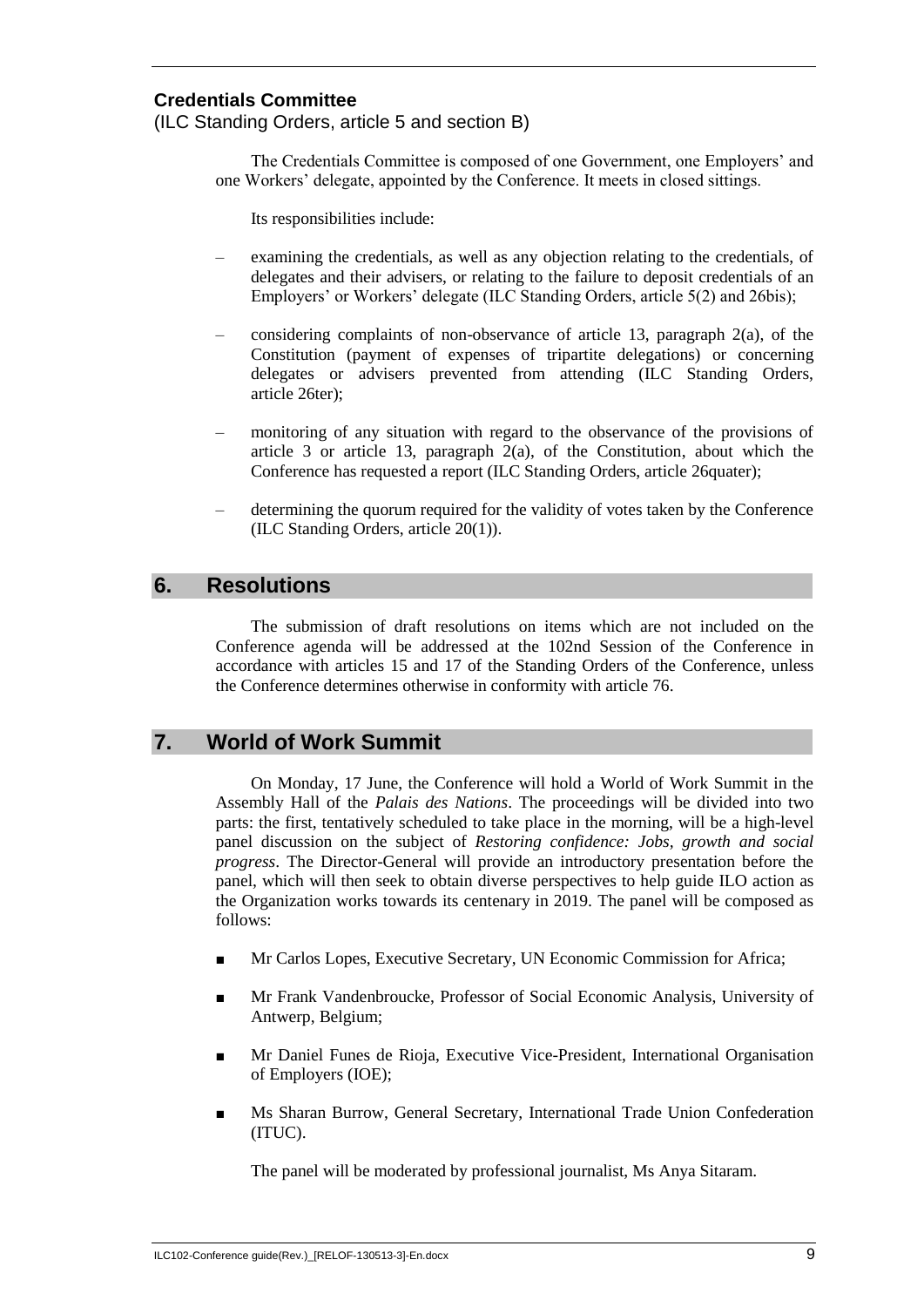### Credentials Committee

(ILC Standing Orders, article 5 and section B)

The Credentials Committee is composed of one Government, one Employers' and one Workers' delegate, appointed by the Conference. It meets in closed sittings.

Its responsibilities include:

– examining the credentials, as well as any objection relating to the credentials, of delegates and their advisers, or relating to the failure to deposit credentials of an Employers' or Workers' delegate (ILC Standing Orders, article 5(2) and 26bis);

– considering complaints of non-observance of article 13, paragraph 2(a), of the Constitution (payment of expenses of tripartite delegations) or concerning delegates or advisers prevented from attending (ILC Standing Orders, article 26ter);

– monitoring of any situation with regard to the observance of the provisions of article 3 or article 13, paragraph 2(a), of the Constitution, about which the Conference has requested a report (ILC Standing Orders, article 26quater);

– determining the quorum required for the validity of votes taken by the Conference (ILC Standing Orders, article 20(1)).

## 6. Resolutions

The submission of draft resolutions on items which are not included on the Conference agenda will be addressed at the 102nd Session of the Conference in accordance with articles 15 and 17 of the Standing Orders of the Conference, unless the Conference determines otherwise in conformity with article 76.

## 7. World of Work Summit

On Monday, 17 June, the Conference will hold a World of Work Summit in the Assembly Hall of the *Palais des Nations*. The proceedings will be divided into two parts: the first, tentatively scheduled to take place in the morning, will be a high-level panel discussion on the subject of *Restoring confidence: Jobs, growth and social progress*. The Director-General will provide an introductory presentation before the panel, which will then seek to obtain diverse perspectives to help guide ILO action as the Organization works towards its centenary in 2019. The panel will be composed as follows:

- Mr Carlos Lopes, Executive Secretary, UN Economic Commission for Africa;
- Mr Frank Vandenbroucke, Professor of Social Economic Analysis, University of Antwerp, Belgium;
- Mr Daniel Funes de Rioja, Executive Vice-President, International Organisation of Employers (IOE);
- Ms Sharan Burrow, General Secretary, International Trade Union Confederation (ITUC).

The panel will be moderated by professional journalist, Ms Anya Sitaram.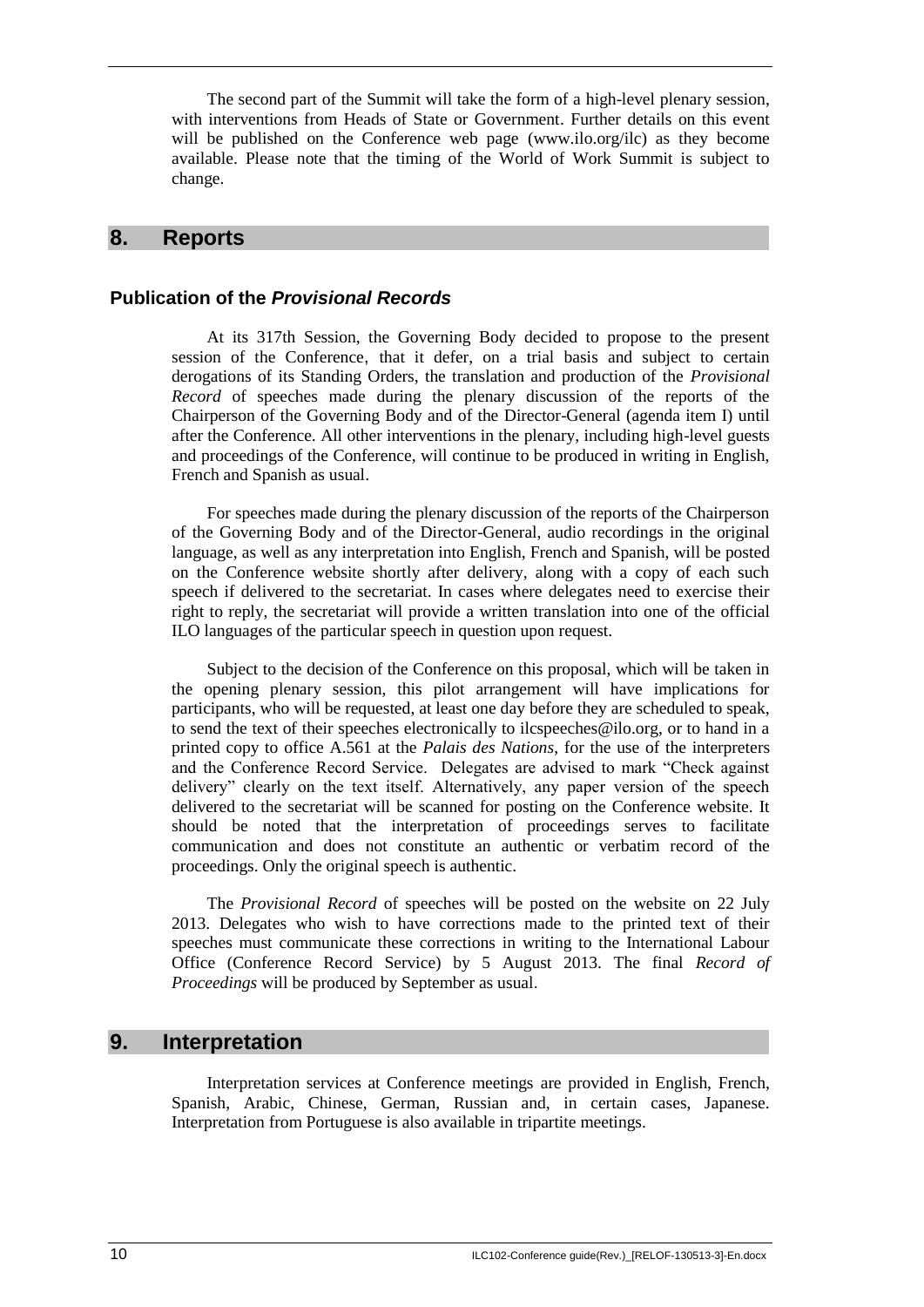The second part of the Summit will take the form of a high-level plenary session, with interventions from Heads of State or Government. Further details on this event will be published on the Conference web page (www.ilo.org/ilc) as they become available. Please note that the timing of the World of Work Summit is subject to change.

## 8. Reports

### Publication of the *Provisional Records*

At its 317th Session, the Governing Body decided to propose to the present session of the Conference, that it defer, on a trial basis and subject to certain derogations of its Standing Orders, the translation and production of the *Provisional Record* of speeches made during the plenary discussion of the reports of the Chairperson of the Governing Body and of the Director-General (agenda item I) until after the Conference. All other interventions in the plenary, including high-level guests and proceedings of the Conference, will continue to be produced in writing in English, French and Spanish as usual.

For speeches made during the plenary discussion of the reports of the Chairperson of the Governing Body and of the Director-General, audio recordings in the original language, as well as any interpretation into English, French and Spanish, will be posted on the Conference website shortly after delivery, along with a copy of each such speech if delivered to the secretariat. In cases where delegates need to exercise their right to reply, the secretariat will provide a written translation into one of the official ILO languages of the particular speech in question upon request.

Subject to the decision of the Conference on this proposal, which will be taken in the opening plenary session, this pilot arrangement will have implications for participants, who will be requested, at least one day before they are scheduled to speak, to send the text of their speeches electronically to ilcspeeches@ilo.org, or to hand in a printed copy to office A.561 at the *Palais des Nations*, for the use of the interpreters and the Conference Record Service. Delegates are advised to mark "Check against delivery" clearly on the text itself. Alternatively, any paper version of the speech delivered to the secretariat will be scanned for posting on the Conference website. It should be noted that the interpretation of proceedings serves to facilitate communication and does not constitute an authentic or verbatim record of the proceedings. Only the original speech is authentic.

The *Provisional Record* of speeches will be posted on the website on 22 July 2013. Delegates who wish to have corrections made to the printed text of their speeches must communicate these corrections in writing to the International Labour Office (Conference Record Service) by 5 August 2013. The final *Record of Proceedings* will be produced by September as usual.

## 9. Interpretation

Interpretation services at Conference meetings are provided in English, French, Spanish, Arabic, Chinese, German, Russian and, in certain cases, Japanese. Interpretation from Portuguese is also available in tripartite meetings.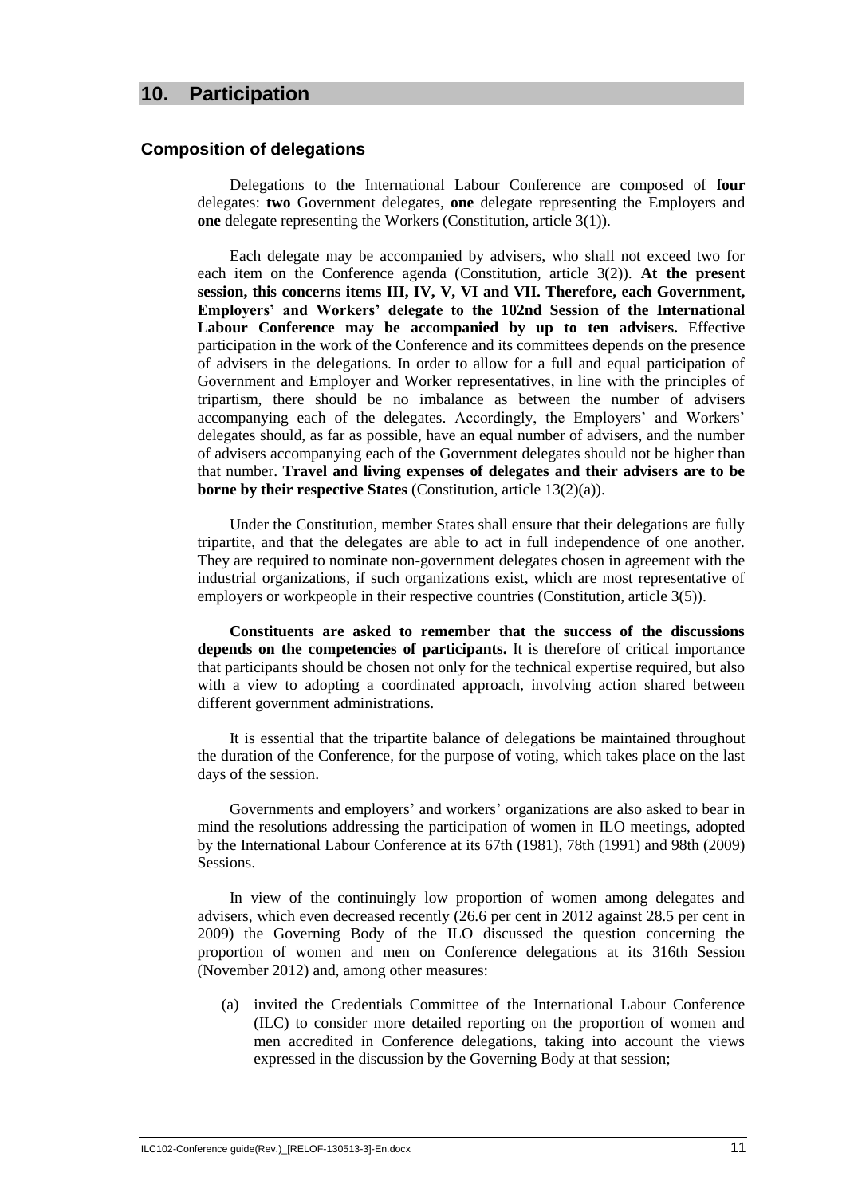## 10. Participation

### Composition of delegations

Delegations to the International Labour Conference are composed of **four** delegates: **two** Government delegates, **one** delegate representing the Employers and **one** delegate representing the Workers (Constitution, article 3(1)).

Each delegate may be accompanied by advisers, who shall not exceed two for each item on the Conference agenda (Constitution, article 3(2)). **At the present session, this concerns items III, IV, V, VI and VII. Therefore, each Government, Employers' and Workers' delegate to the 102nd Session of the International Labour Conference may be accompanied by up to ten advisers.** Effective participation in the work of the Conference and its committees depends on the presence of advisers in the delegations. In order to allow for a full and equal participation of Government and Employer and Worker representatives, in line with the principles of tripartism, there should be no imbalance as between the number of advisers accompanying each of the delegates. Accordingly, the Employers' and Workers' delegates should, as far as possible, have an equal number of advisers, and the number of advisers accompanying each of the Government delegates should not be higher than that number. **Travel and living expenses of delegates and their advisers are to be borne by their respective States** (Constitution, article 13(2)(a)).

Under the Constitution, member States shall ensure that their delegations are fully tripartite, and that the delegates are able to act in full independence of one another. They are required to nominate non-government delegates chosen in agreement with the industrial organizations, if such organizations exist, which are most representative of employers or workpeople in their respective countries (Constitution, article 3(5)).

**Constituents are asked to remember that the success of the discussions depends on the competencies of participants.** It is therefore of critical importance that participants should be chosen not only for the technical expertise required, but also with a view to adopting a coordinated approach, involving action shared between different government administrations.

It is essential that the tripartite balance of delegations be maintained throughout the duration of the Conference, for the purpose of voting, which takes place on the last days of the session.

Governments and employers' and workers' organizations are also asked to bear in mind the resolutions addressing the participation of women in ILO meetings, adopted by the International Labour Conference at its 67th (1981), 78th (1991) and 98th (2009) Sessions.

In view of the continuingly low proportion of women among delegates and advisers, which even decreased recently (26.6 per cent in 2012 against 28.5 per cent in 2009) the Governing Body of the ILO discussed the question concerning the proportion of women and men on Conference delegations at its 316th Session (November 2012) and, among other measures:

(a) invited the Credentials Committee of the International Labour Conference (ILC) to consider more detailed reporting on the proportion of women and men accredited in Conference delegations, taking into account the views expressed in the discussion by the Governing Body at that session;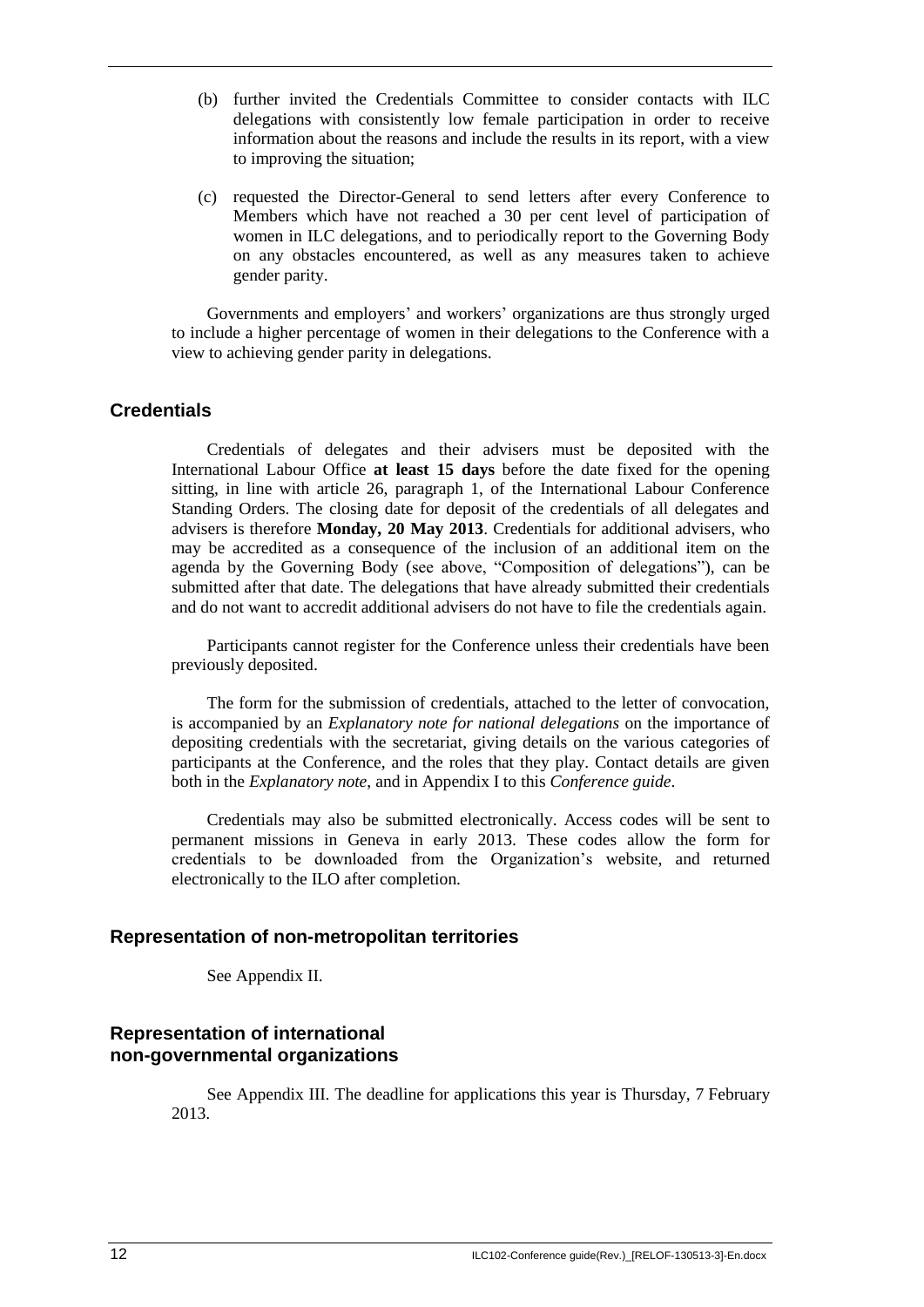(b) further invited the Credentials Committee to consider contacts with ILC delegations with consistently low female participation in order to receive information about the reasons and include the results in its report, with a view to improving the situation;

(c) requested the Director-General to send letters after every Conference to Members which have not reached a 30 per cent level of participation of women in ILC delegations, and to periodically report to the Governing Body on any obstacles encountered, as well as any measures taken to achieve gender parity.

Governments and employers' and workers' organizations are thus strongly urged to include a higher percentage of women in their delegations to the Conference with a view to achieving gender parity in delegations.

## Credentials

Credentials of delegates and their advisers must be deposited with the International Labour Office **at least 15 days** before the date fixed for the opening sitting, in line with article 26, paragraph 1, of the International Labour Conference Standing Orders. The closing date for deposit of the credentials of all delegates and advisers is therefore **Monday, 20 May 2013**. Credentials for additional advisers, who may be accredited as a consequence of the inclusion of an additional item on the agenda by the Governing Body (see above, "Composition of delegations"), can be submitted after that date. The delegations that have already submitted their credentials and do not want to accredit additional advisers do not have to file the credentials again.

Participants cannot register for the Conference unless their credentials have been previously deposited.

The form for the submission of credentials, attached to the letter of convocation, is accompanied by an *Explanatory note for national delegations* on the importance of depositing credentials with the secretariat, giving details on the various categories of participants at the Conference, and the roles that they play. Contact details are given both in the *Explanatory note*, and in Appendix I to this *Conference guide*.

Credentials may also be submitted electronically. Access codes will be sent to permanent missions in Geneva in early 2013. These codes allow the form for credentials to be downloaded from the Organization's website, and returned electronically to the ILO after completion.

## Representation of non-metropolitan territories

See Appendix II.

## Representation of international non-governmental organizations

See Appendix III. The deadline for applications this year is Thursday, 7 February 2013.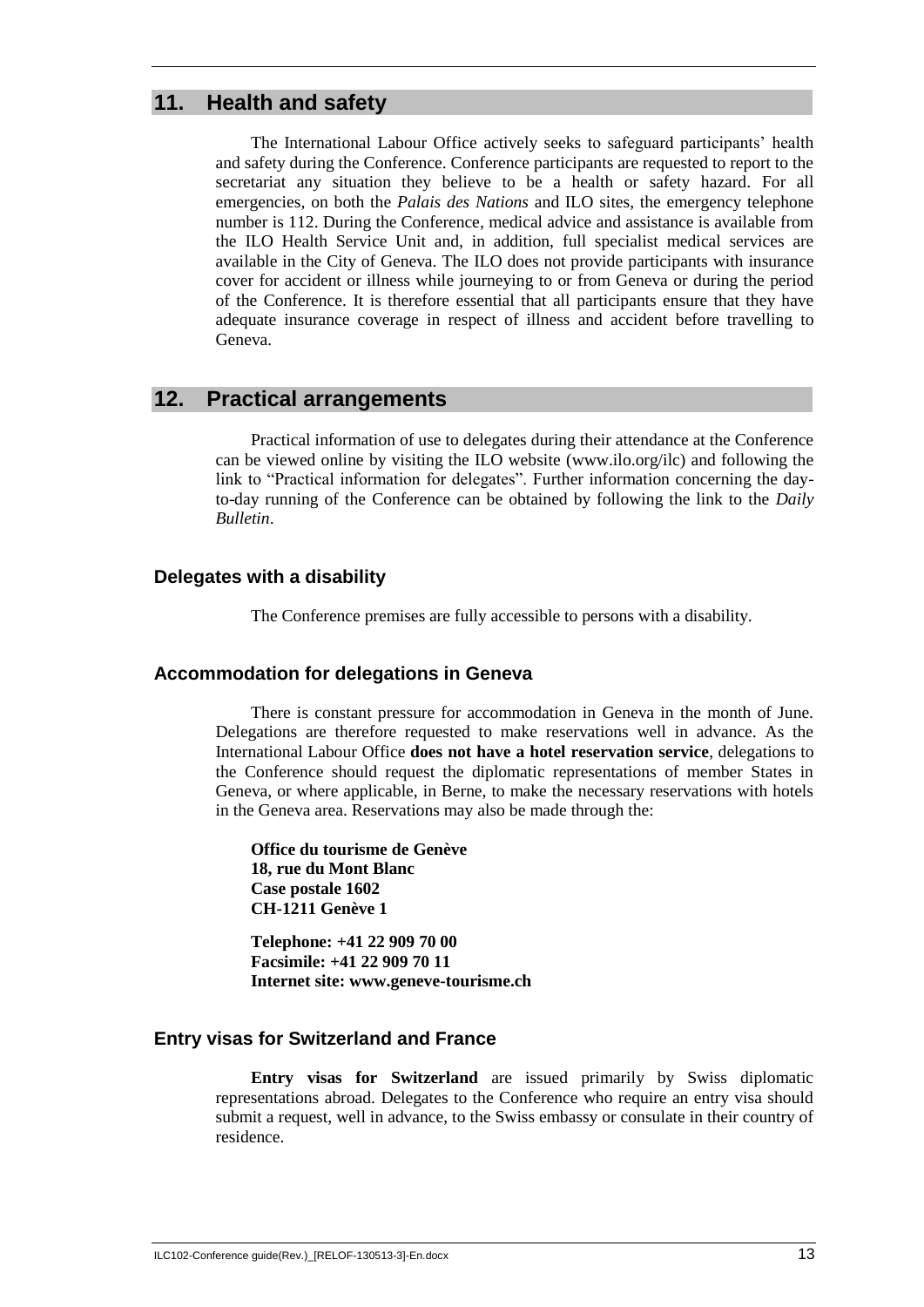## 11. Health and safety

The International Labour Office actively seeks to safeguard participants' health and safety during the Conference. Conference participants are requested to report to the secretariat any situation they believe to be a health or safety hazard. For all emergencies, on both the *Palais des Nations* and ILO sites, the emergency telephone number is 112. During the Conference, medical advice and assistance is available from the ILO Health Service Unit and, in addition, full specialist medical services are available in the City of Geneva. The ILO does not provide participants with insurance cover for accident or illness while journeying to or from Geneva or during the period of the Conference. It is therefore essential that all participants ensure that they have adequate insurance coverage in respect of illness and accident before travelling to Geneva.

## 12. Practical arrangements

Practical information of use to delegates during their attendance at the Conference can be viewed online by visiting the ILO website (www.ilo.org/ilc) and following the link to "Practical information for delegates". Further information concerning the day-to-day running of the Conference can be obtained by following the link to the *Daily Bulletin*.

### Delegates with a disability

The Conference premises are fully accessible to persons with a disability.

### Accommodation for delegations in Geneva

There is constant pressure for accommodation in Geneva in the month of June. Delegations are therefore requested to make reservations well in advance. As the International Labour Office **does not have a hotel reservation service**, delegations to the Conference should request the diplomatic representations of member States in Geneva, or where applicable, in Berne, to make the necessary reservations with hotels in the Geneva area. Reservations may also be made through the:

**Office du tourisme de Genève**
**18, rue du Mont Blanc**
**Case postale 1602**
**CH-1211 Genève 1**

**Telephone: +41 22 909 70 00**
**Facsimile: +41 22 909 70 11**
**Internet site: www.geneve-tourisme.ch**

### Entry visas for Switzerland and France

**Entry visas for Switzerland** are issued primarily by Swiss diplomatic representations abroad. Delegates to the Conference who require an entry visa should submit a request, well in advance, to the Swiss embassy or consulate in their country of residence.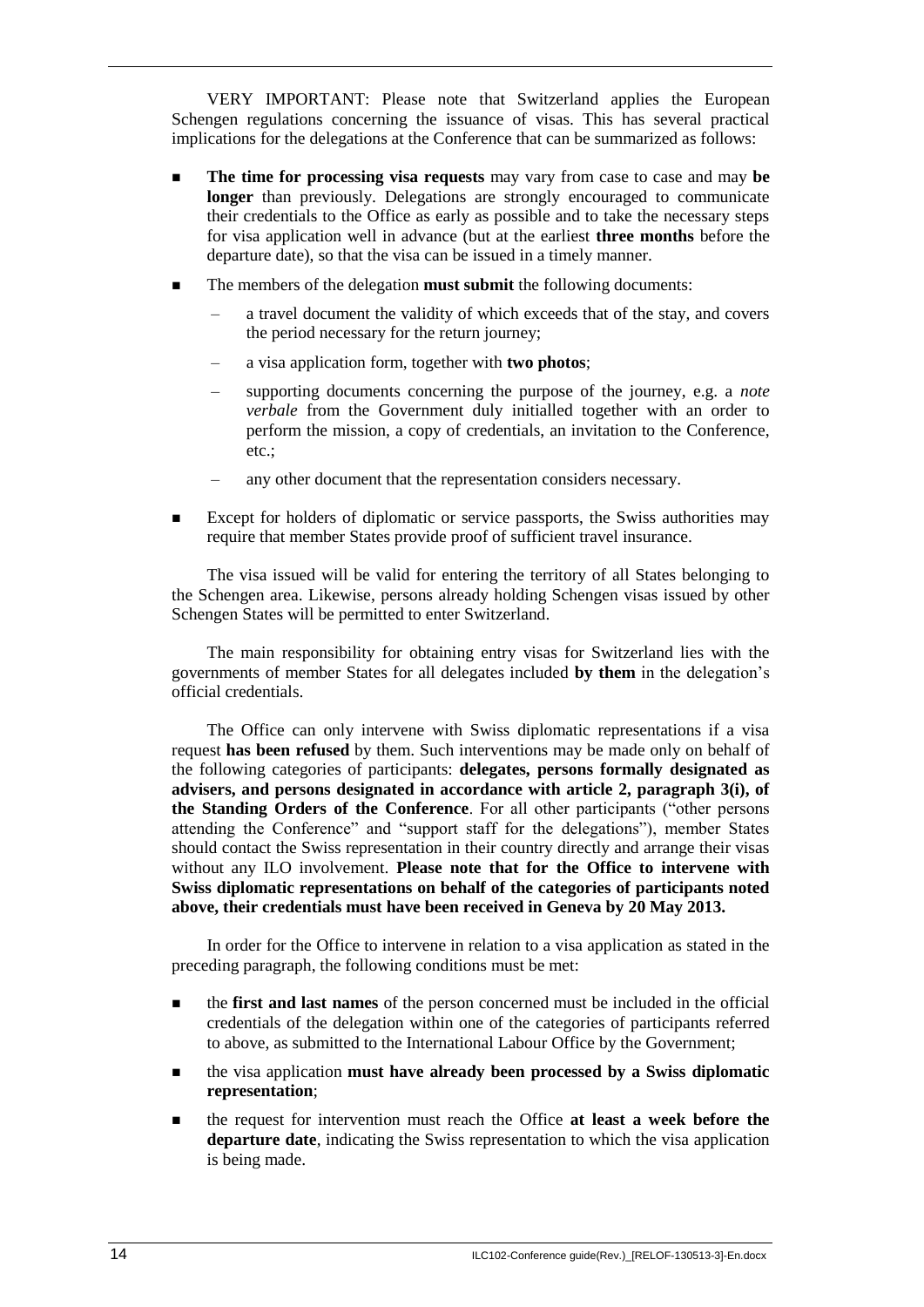VERY IMPORTANT: Please note that Switzerland applies the European Schengen regulations concerning the issuance of visas. This has several practical implications for the delegations at the Conference that can be summarized as follows:

- **The time for processing visa requests** may vary from case to case and may **be longer** than previously. Delegations are strongly encouraged to communicate their credentials to the Office as early as possible and to take the necessary steps for visa application well in advance (but at the earliest **three months** before the departure date), so that the visa can be issued in a timely manner.
- The members of the delegation **must submit** the following documents:
  - a travel document the validity of which exceeds that of the stay, and covers the period necessary for the return journey;
  - a visa application form, together with **two photos**;
  - supporting documents concerning the purpose of the journey, e.g. a *note verbale* from the Government duly initialled together with an order to perform the mission, a copy of credentials, an invitation to the Conference, etc.;
  - any other document that the representation considers necessary.
- Except for holders of diplomatic or service passports, the Swiss authorities may require that member States provide proof of sufficient travel insurance.

The visa issued will be valid for entering the territory of all States belonging to the Schengen area. Likewise, persons already holding Schengen visas issued by other Schengen States will be permitted to enter Switzerland.

The main responsibility for obtaining entry visas for Switzerland lies with the governments of member States for all delegates included **by them** in the delegation's official credentials.

The Office can only intervene with Swiss diplomatic representations if a visa request **has been refused** by them. Such interventions may be made only on behalf of the following categories of participants: **delegates, persons formally designated as advisers, and persons designated in accordance with article 2, paragraph 3(i), of the Standing Orders of the Conference**. For all other participants ("other persons attending the Conference" and "support staff for the delegations"), member States should contact the Swiss representation in their country directly and arrange their visas without any ILO involvement. **Please note that for the Office to intervene with Swiss diplomatic representations on behalf of the categories of participants noted above, their credentials must have been received in Geneva by 20 May 2013.**

In order for the Office to intervene in relation to a visa application as stated in the preceding paragraph, the following conditions must be met:

- the **first and last names** of the person concerned must be included in the official credentials of the delegation within one of the categories of participants referred to above, as submitted to the International Labour Office by the Government;
- the visa application **must have already been processed by a Swiss diplomatic representation**;
- the request for intervention must reach the Office **at least a week before the departure date**, indicating the Swiss representation to which the visa application is being made.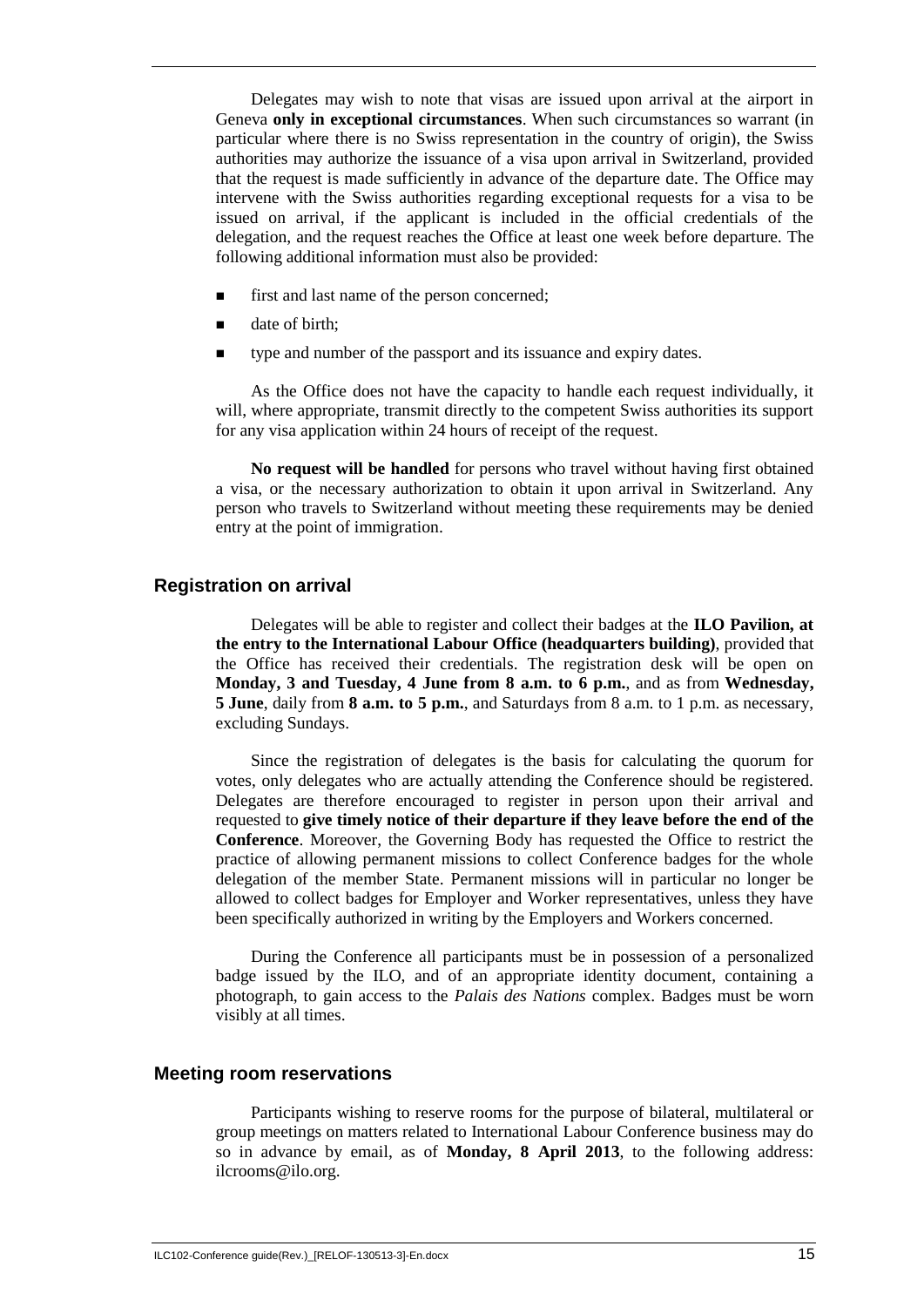Delegates may wish to note that visas are issued upon arrival at the airport in Geneva **only in exceptional circumstances**. When such circumstances so warrant (in particular where there is no Swiss representation in the country of origin), the Swiss authorities may authorize the issuance of a visa upon arrival in Switzerland, provided that the request is made sufficiently in advance of the departure date. The Office may intervene with the Swiss authorities regarding exceptional requests for a visa to be issued on arrival, if the applicant is included in the official credentials of the delegation, and the request reaches the Office at least one week before departure. The following additional information must also be provided:

- first and last name of the person concerned;
- date of birth;
- type and number of the passport and its issuance and expiry dates.

As the Office does not have the capacity to handle each request individually, it will, where appropriate, transmit directly to the competent Swiss authorities its support for any visa application within 24 hours of receipt of the request.

**No request will be handled** for persons who travel without having first obtained a visa, or the necessary authorization to obtain it upon arrival in Switzerland. Any person who travels to Switzerland without meeting these requirements may be denied entry at the point of immigration.

## Registration on arrival

Delegates will be able to register and collect their badges at the **ILO Pavilion, at the entry to the International Labour Office (headquarters building)**, provided that the Office has received their credentials. The registration desk will be open on **Monday, 3 and Tuesday, 4 June from 8 a.m. to 6 p.m.**, and as from **Wednesday, 5 June**, daily from **8 a.m. to 5 p.m.**, and Saturdays from 8 a.m. to 1 p.m. as necessary, excluding Sundays.

Since the registration of delegates is the basis for calculating the quorum for votes, only delegates who are actually attending the Conference should be registered. Delegates are therefore encouraged to register in person upon their arrival and requested to **give timely notice of their departure if they leave before the end of the Conference**. Moreover, the Governing Body has requested the Office to restrict the practice of allowing permanent missions to collect Conference badges for the whole delegation of the member State. Permanent missions will in particular no longer be allowed to collect badges for Employer and Worker representatives, unless they have been specifically authorized in writing by the Employers and Workers concerned.

During the Conference all participants must be in possession of a personalized badge issued by the ILO, and of an appropriate identity document, containing a photograph, to gain access to the *Palais des Nations* complex. Badges must be worn visibly at all times.

## Meeting room reservations

Participants wishing to reserve rooms for the purpose of bilateral, multilateral or group meetings on matters related to International Labour Conference business may do so in advance by email, as of **Monday, 8 April 2013**, to the following address: ilcrooms@ilo.org.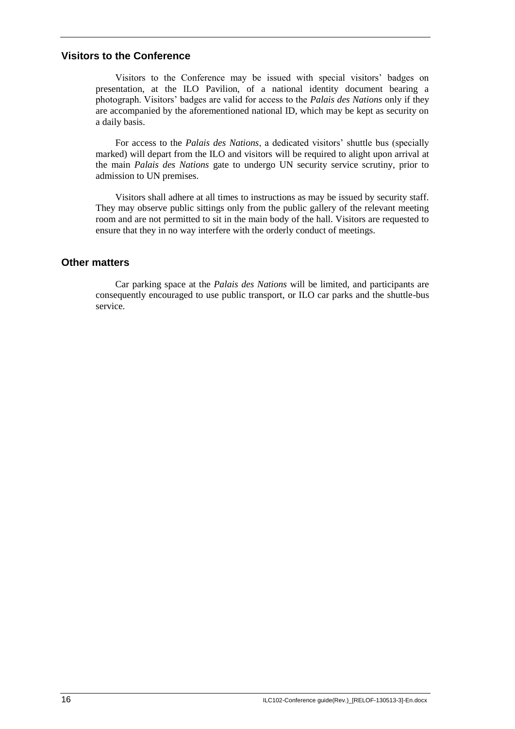## Visitors to the Conference

Visitors to the Conference may be issued with special visitors' badges on presentation, at the ILO Pavilion, of a national identity document bearing a photograph. Visitors' badges are valid for access to the *Palais des Nations* only if they are accompanied by the aforementioned national ID, which may be kept as security on a daily basis.

For access to the *Palais des Nations*, a dedicated visitors' shuttle bus (specially marked) will depart from the ILO and visitors will be required to alight upon arrival at the main *Palais des Nations* gate to undergo UN security service scrutiny, prior to admission to UN premises.

Visitors shall adhere at all times to instructions as may be issued by security staff. They may observe public sittings only from the public gallery of the relevant meeting room and are not permitted to sit in the main body of the hall. Visitors are requested to ensure that they in no way interfere with the orderly conduct of meetings.

## Other matters

Car parking space at the *Palais des Nations* will be limited, and participants are consequently encouraged to use public transport, or ILO car parks and the shuttle-bus service.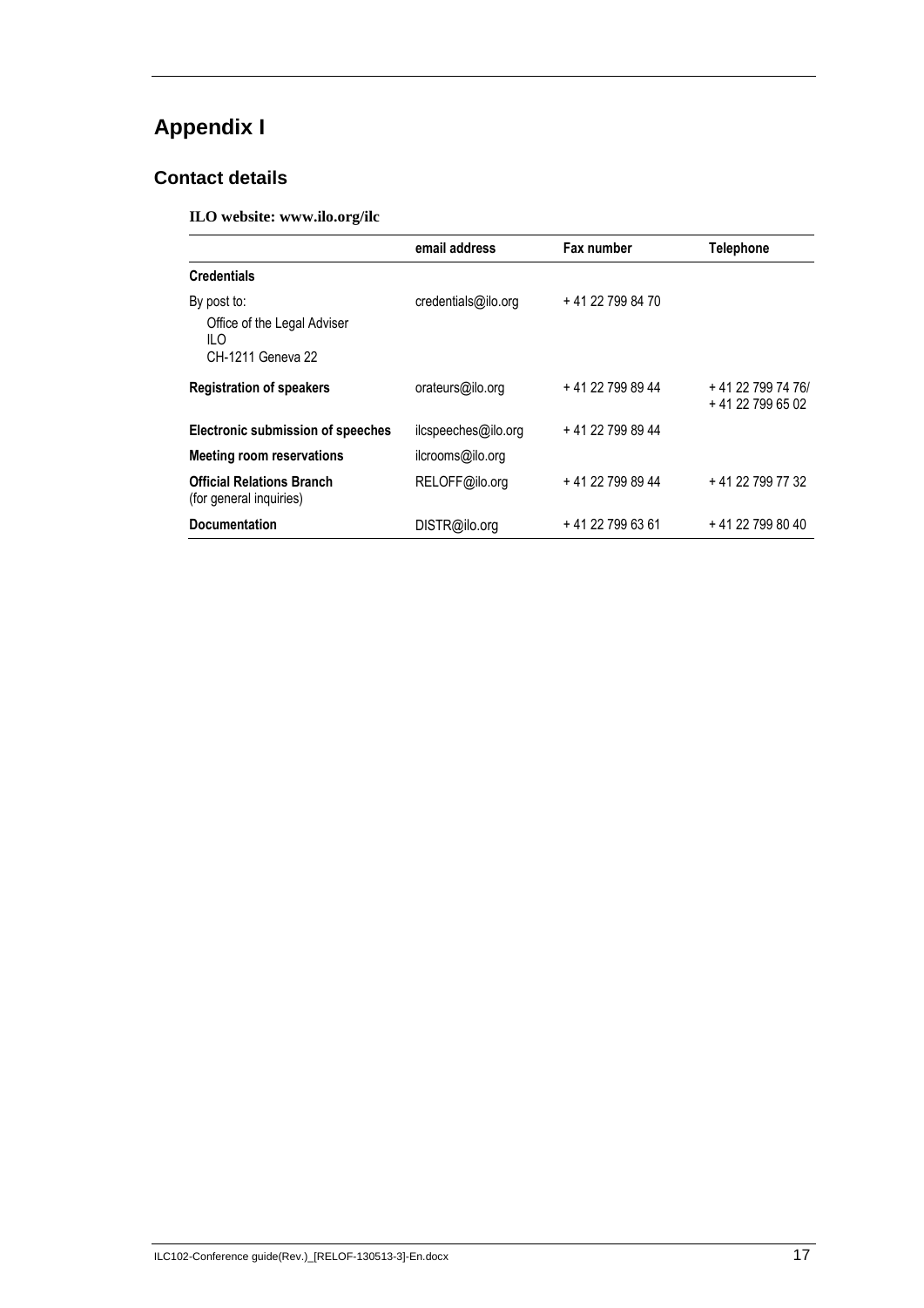# Appendix I

## Contact details

**ILO website: www.ilo.org/ilc**

| | email address | Fax number | Telephone |
|---|---|---|---|
| **Credentials** | | | |
| By post to:<br>Office of the Legal Adviser<br>ILO<br>CH-1211 Geneva 22 | credentials@ilo.org | + 41 22 799 84 70 | |
| **Registration of speakers** | orateurs@ilo.org | + 41 22 799 89 44 | + 41 22 799 74 76/<br>+ 41 22 799 65 02 |
| **Electronic submission of speeches** | ilcspeeches@ilo.org | + 41 22 799 89 44 | |
| **Meeting room reservations** | ilcrooms@ilo.org | | |
| **Official Relations Branch** (for general inquiries) | RELOFF@ilo.org | + 41 22 799 89 44 | + 41 22 799 77 32 |
| **Documentation** | DISTR@ilo.org | + 41 22 799 63 61 | + 41 22 799 80 40 |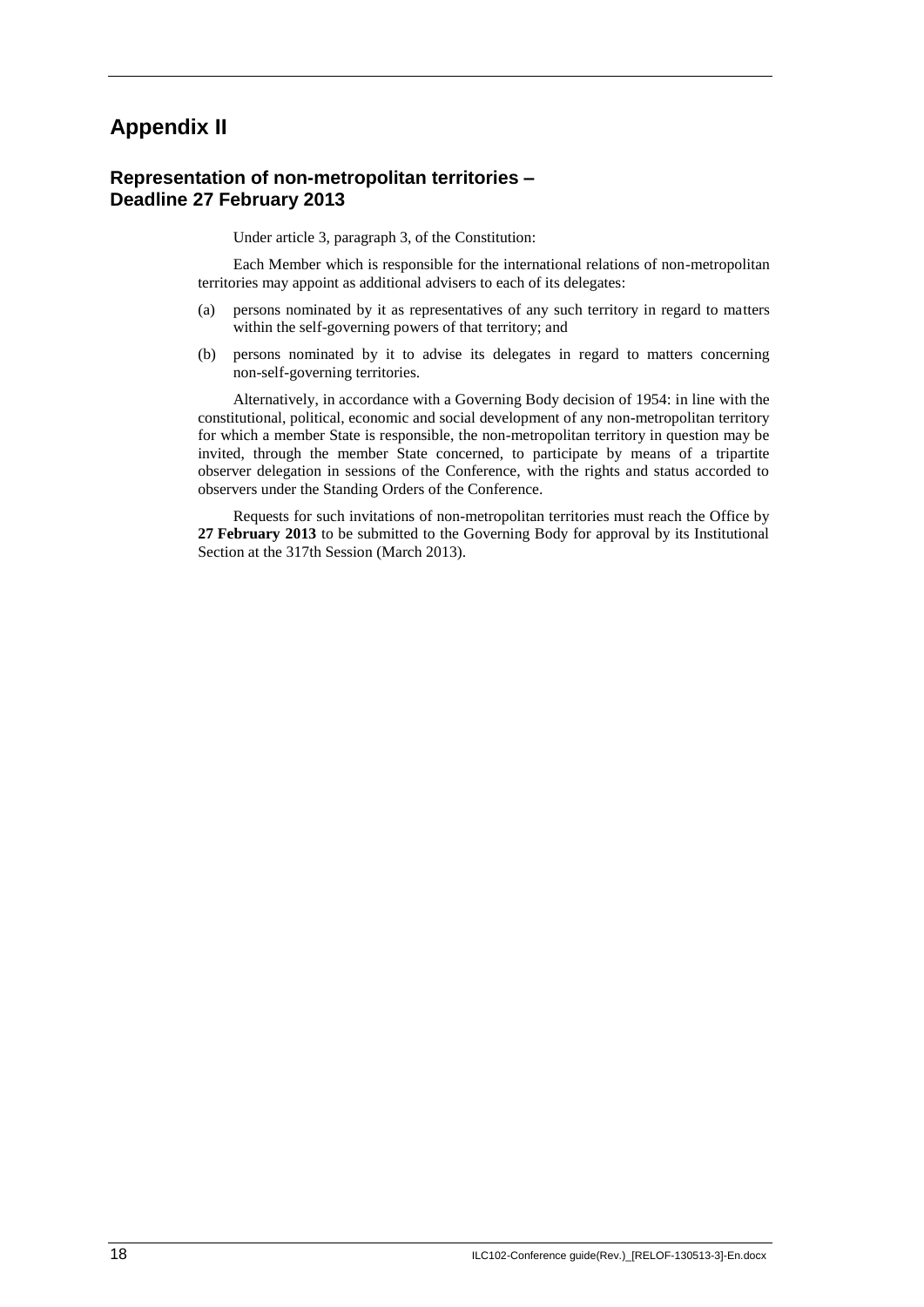# Appendix II

## Representation of non-metropolitan territories – Deadline 27 February 2013

Under article 3, paragraph 3, of the Constitution:

Each Member which is responsible for the international relations of non-metropolitan territories may appoint as additional advisers to each of its delegates:

(a) persons nominated by it as representatives of any such territory in regard to matters within the self-governing powers of that territory; and

(b) persons nominated by it to advise its delegates in regard to matters concerning non-self-governing territories.

Alternatively, in accordance with a Governing Body decision of 1954: in line with the constitutional, political, economic and social development of any non-metropolitan territory for which a member State is responsible, the non-metropolitan territory in question may be invited, through the member State concerned, to participate by means of a tripartite observer delegation in sessions of the Conference, with the rights and status accorded to observers under the Standing Orders of the Conference.

Requests for such invitations of non-metropolitan territories must reach the Office by **27 February 2013** to be submitted to the Governing Body for approval by its Institutional Section at the 317th Session (March 2013).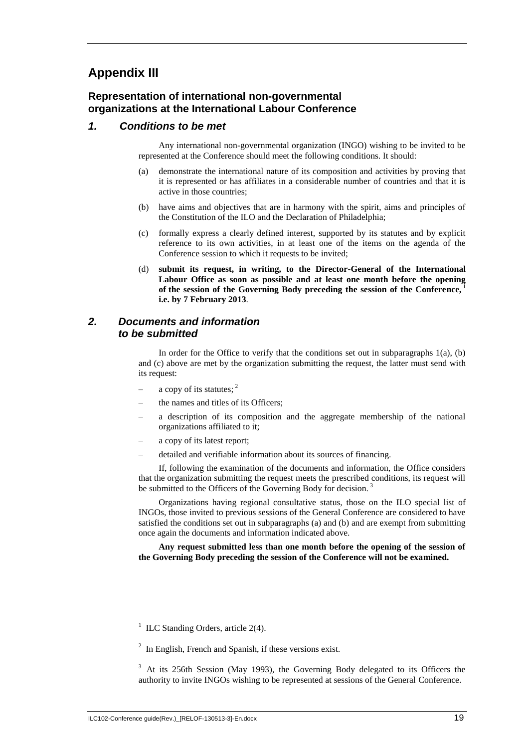# Appendix III

## Representation of international non-governmental organizations at the International Labour Conference

### *1. Conditions to be met*

Any international non-governmental organization (INGO) wishing to be invited to be represented at the Conference should meet the following conditions. It should:

(a) demonstrate the international nature of its composition and activities by proving that it is represented or has affiliates in a considerable number of countries and that it is active in those countries;

(b) have aims and objectives that are in harmony with the spirit, aims and principles of the Constitution of the ILO and the Declaration of Philadelphia;

(c) formally express a clearly defined interest, supported by its statutes and by explicit reference to its own activities, in at least one of the items on the agenda of the Conference session to which it requests to be invited;

(d) **submit its request, in writing, to the Director-General of the International Labour Office as soon as possible and at least one month before the opening of the session of the Governing Body preceding the session of the Conference,** [1] **i.e. by 7 February 2013**.

### *2. Documents and information to be submitted*

In order for the Office to verify that the conditions set out in subparagraphs 1(a), (b) and (c) above are met by the organization submitting the request, the latter must send with its request:

– a copy of its statutes; [2]

– the names and titles of its Officers;

– a description of its composition and the aggregate membership of the national organizations affiliated to it;

– a copy of its latest report;

– detailed and verifiable information about its sources of financing.

If, following the examination of the documents and information, the Office considers that the organization submitting the request meets the prescribed conditions, its request will be submitted to the Officers of the Governing Body for decision. [3]

Organizations having regional consultative status, those on the ILO special list of INGOs, those invited to previous sessions of the General Conference are considered to have satisfied the conditions set out in subparagraphs (a) and (b) and are exempt from submitting once again the documents and information indicated above.

**Any request submitted less than one month before the opening of the session of the Governing Body preceding the session of the Conference will not be examined.**

[1] ILC Standing Orders, article 2(4).

[2] In English, French and Spanish, if these versions exist.

[3] At its 256th Session (May 1993), the Governing Body delegated to its Officers the authority to invite INGOs wishing to be represented at sessions of the General Conference.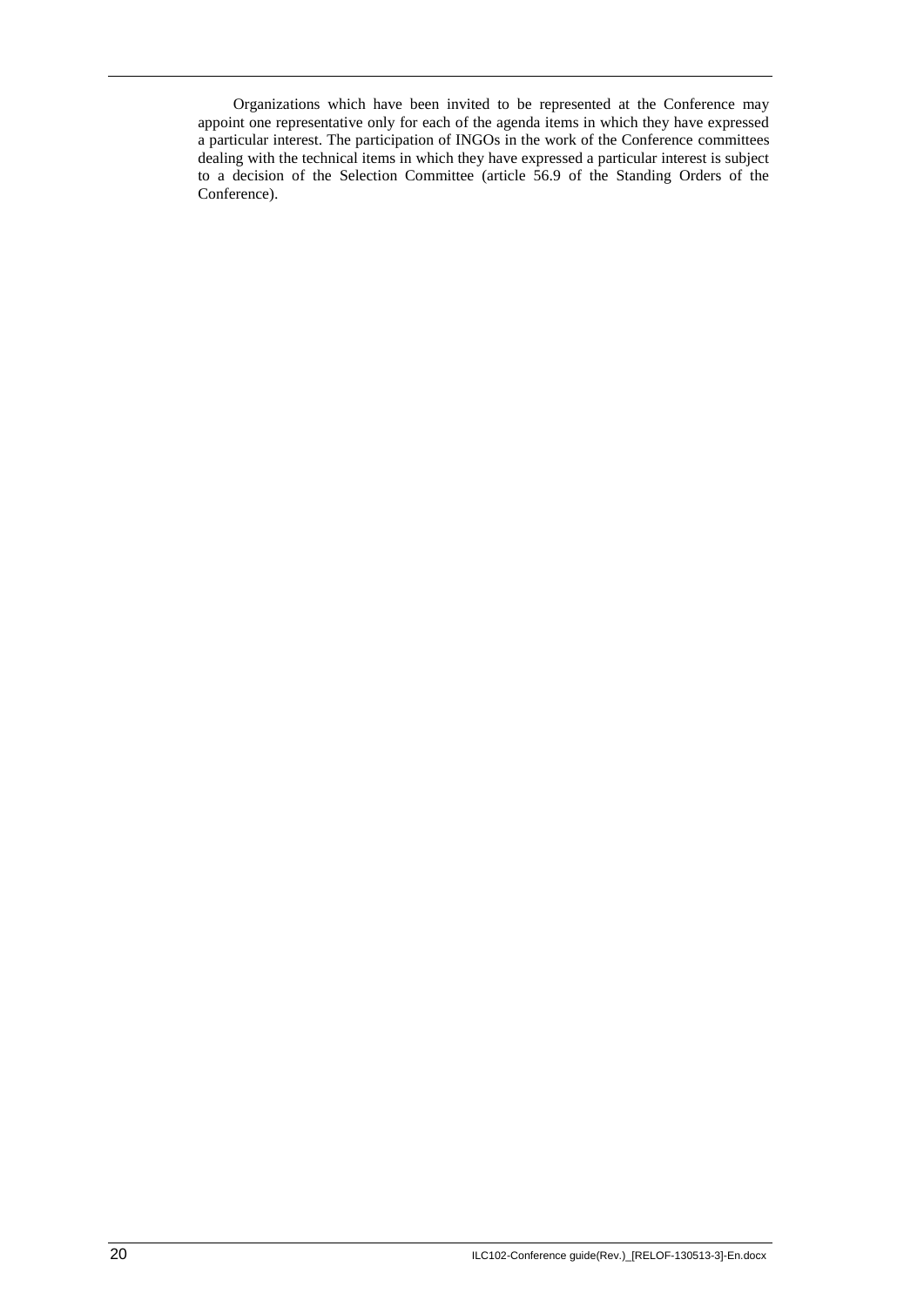Organizations which have been invited to be represented at the Conference may appoint one representative only for each of the agenda items in which they have expressed a particular interest. The participation of INGOs in the work of the Conference committees dealing with the technical items in which they have expressed a particular interest is subject to a decision of the Selection Committee (article 56.9 of the Standing Orders of the Conference).